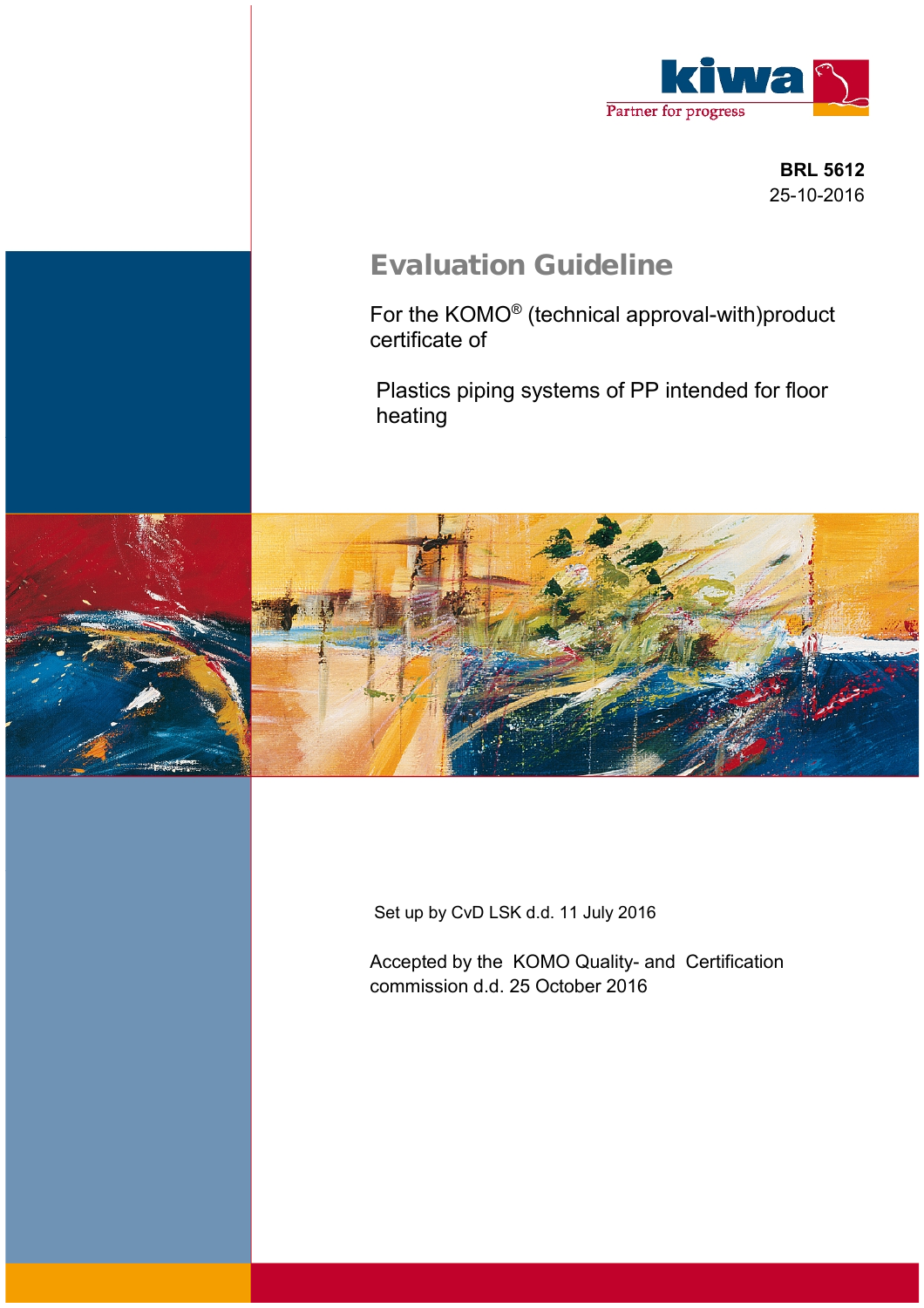kiwa

Partner for progress

**BRL 5612**
25-10-2016

# Evaluation Guideline

For the KOMO® (technical approval-with)product certificate of

Plastics piping systems of PP intended for floor heating

Set up by CvD LSK d.d. 11 July 2016

Accepted by the KOMO Quality- and Certification commission d.d. 25 October 2016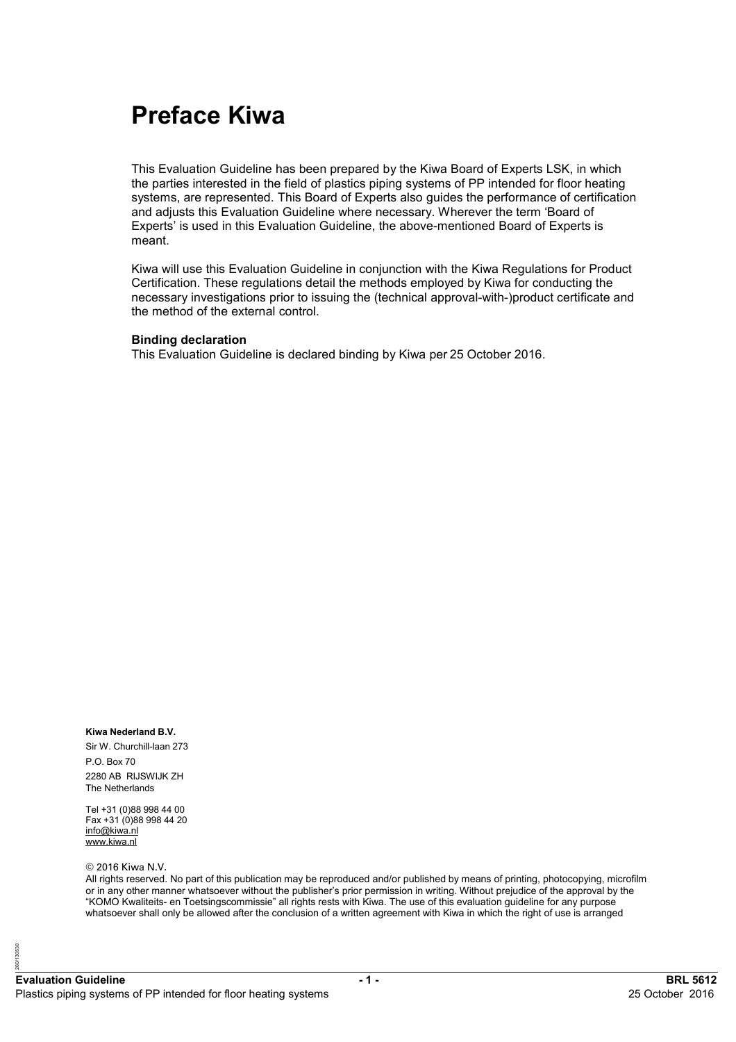# Preface Kiwa

This Evaluation Guideline has been prepared by the Kiwa Board of Experts LSK, in which the parties interested in the field of plastics piping systems of PP intended for floor heating systems, are represented. This Board of Experts also guides the performance of certification and adjusts this Evaluation Guideline where necessary. Wherever the term 'Board of Experts' is used in this Evaluation Guideline, the above-mentioned Board of Experts is meant.

Kiwa will use this Evaluation Guideline in conjunction with the Kiwa Regulations for Product Certification. These regulations detail the methods employed by Kiwa for conducting the necessary investigations prior to issuing the (technical approval-with-)product certificate and the method of the external control.

**Binding declaration**
This Evaluation Guideline is declared binding by Kiwa per 25 October 2016.

**Kiwa Nederland B.V.**
Sir W. Churchill-laan 273
P.O. Box 70
2280 AB RIJSWIJK ZH
The Netherlands

Tel +31 (0)88 998 44 00
Fax +31 (0)88 998 44 20
info@kiwa.nl
www.kiwa.nl

© 2016 Kiwa N.V.
All rights reserved. No part of this publication may be reproduced and/or published by means of printing, photocopying, microfilm or in any other manner whatsoever without the publisher's prior permission in writing. Without prejudice of the approval by the "KOMO Kwaliteits- en Toetsingscommissie" all rights rests with Kiwa. The use of this evaluation guideline for any purpose whatsoever shall only be allowed after the conclusion of a written agreement with Kiwa in which the right of use is arranged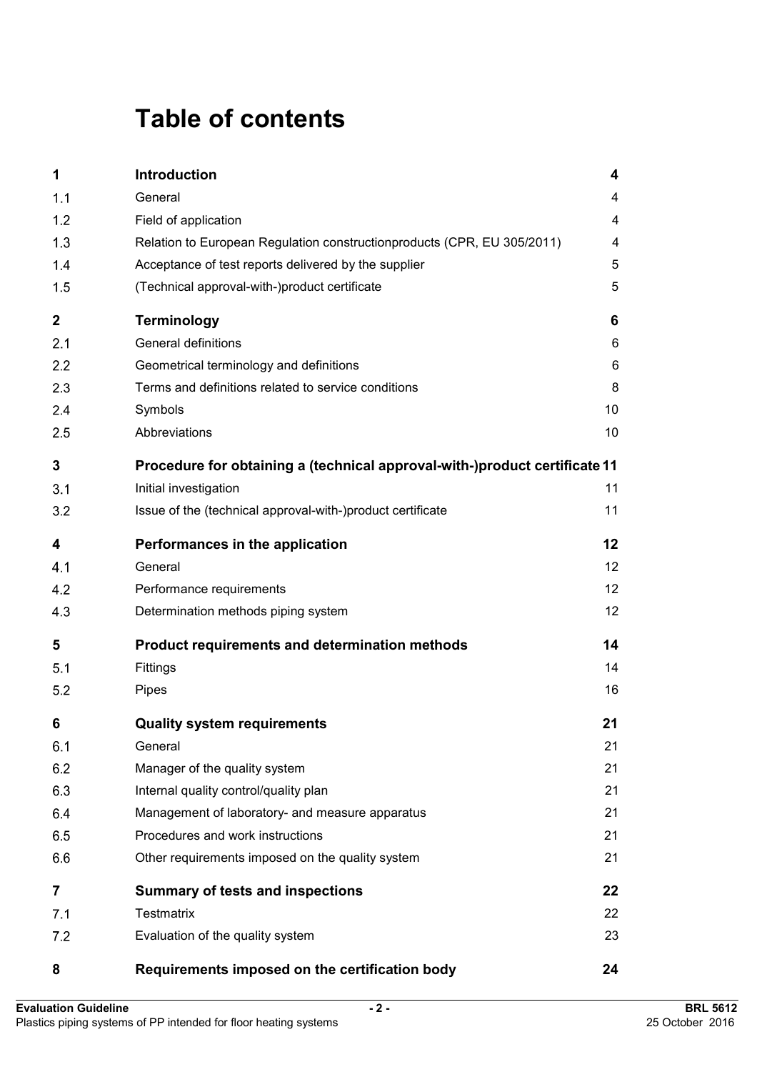# Table of contents

| | | |
|---|---|---|
| **1** | **Introduction** | **4** |
| 1.1 | General | 4 |
| 1.2 | Field of application | 4 |
| 1.3 | Relation to European Regulation constructionproducts (CPR, EU 305/2011) | 4 |
| 1.4 | Acceptance of test reports delivered by the supplier | 5 |
| 1.5 | (Technical approval-with-)product certificate | 5 |
| **2** | **Terminology** | **6** |
| 2.1 | General definitions | 6 |
| 2.2 | Geometrical terminology and definitions | 6 |
| 2.3 | Terms and definitions related to service conditions | 8 |
| 2.4 | Symbols | 10 |
| 2.5 | Abbreviations | 10 |
| **3** | **Procedure for obtaining a (technical approval-with-)product certificate** | **11** |
| 3.1 | Initial investigation | 11 |
| 3.2 | Issue of the (technical approval-with-)product certificate | 11 |
| **4** | **Performances in the application** | **12** |
| 4.1 | General | 12 |
| 4.2 | Performance requirements | 12 |
| 4.3 | Determination methods piping system | 12 |
| **5** | **Product requirements and determination methods** | **14** |
| 5.1 | Fittings | 14 |
| 5.2 | Pipes | 16 |
| **6** | **Quality system requirements** | **21** |
| 6.1 | General | 21 |
| 6.2 | Manager of the quality system | 21 |
| 6.3 | Internal quality control/quality plan | 21 |
| 6.4 | Management of laboratory- and measure apparatus | 21 |
| 6.5 | Procedures and work instructions | 21 |
| 6.6 | Other requirements imposed on the quality system | 21 |
| **7** | **Summary of tests and inspections** | **22** |
| 7.1 | Testmatrix | 22 |
| 7.2 | Evaluation of the quality system | 23 |
| **8** | **Requirements imposed on the certification body** | **24** |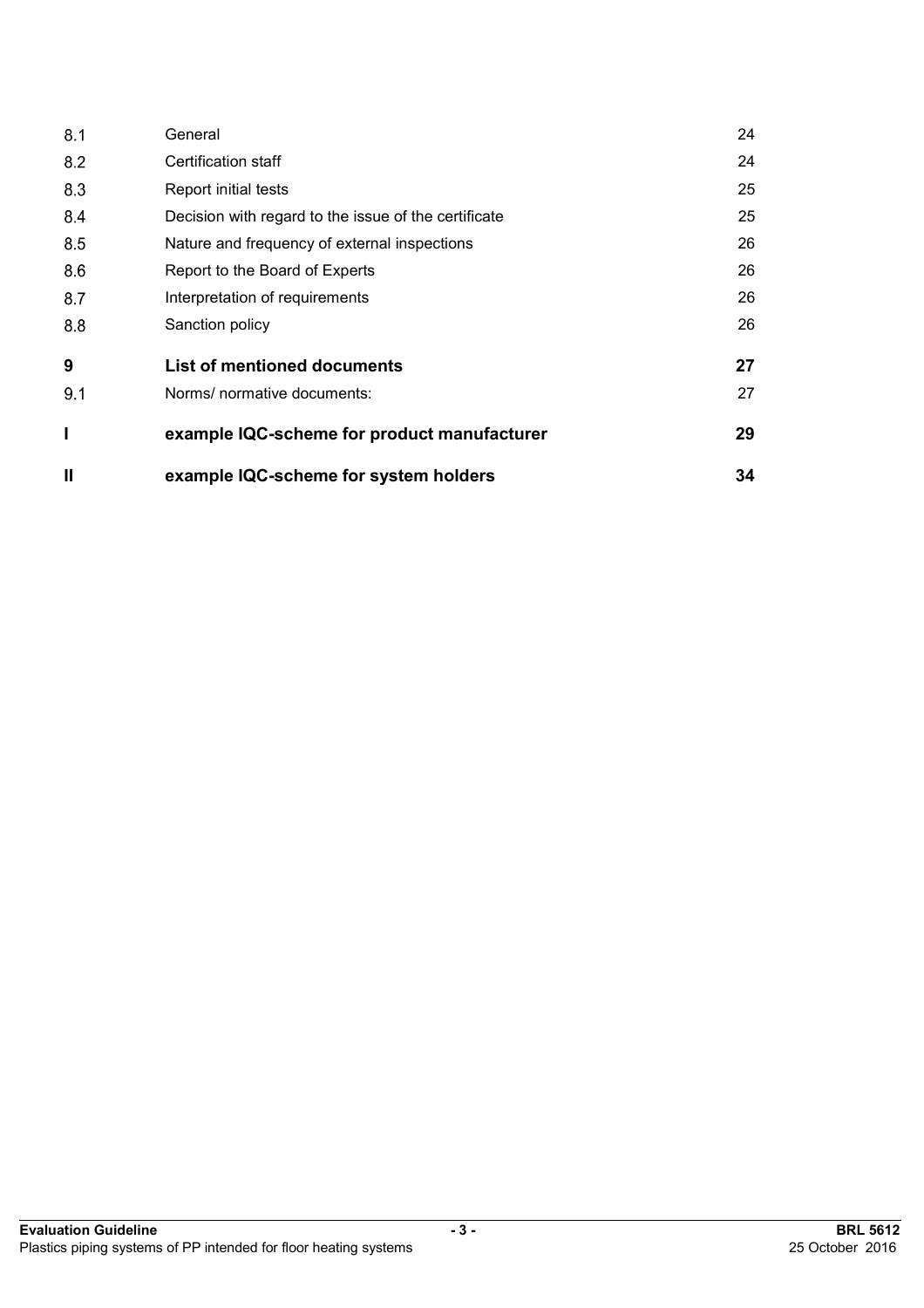| | | |
|---|---|---|
| 8.1 | General | 24 |
| 8.2 | Certification staff | 24 |
| 8.3 | Report initial tests | 25 |
| 8.4 | Decision with regard to the issue of the certificate | 25 |
| 8.5 | Nature and frequency of external inspections | 26 |
| 8.6 | Report to the Board of Experts | 26 |
| 8.7 | Interpretation of requirements | 26 |
| 8.8 | Sanction policy | 26 |
| **9** | **List of mentioned documents** | **27** |
| 9.1 | Norms/ normative documents: | 27 |
| **I** | **example IQC-scheme for product manufacturer** | **29** |
| **II** | **example IQC-scheme for system holders** | **34** |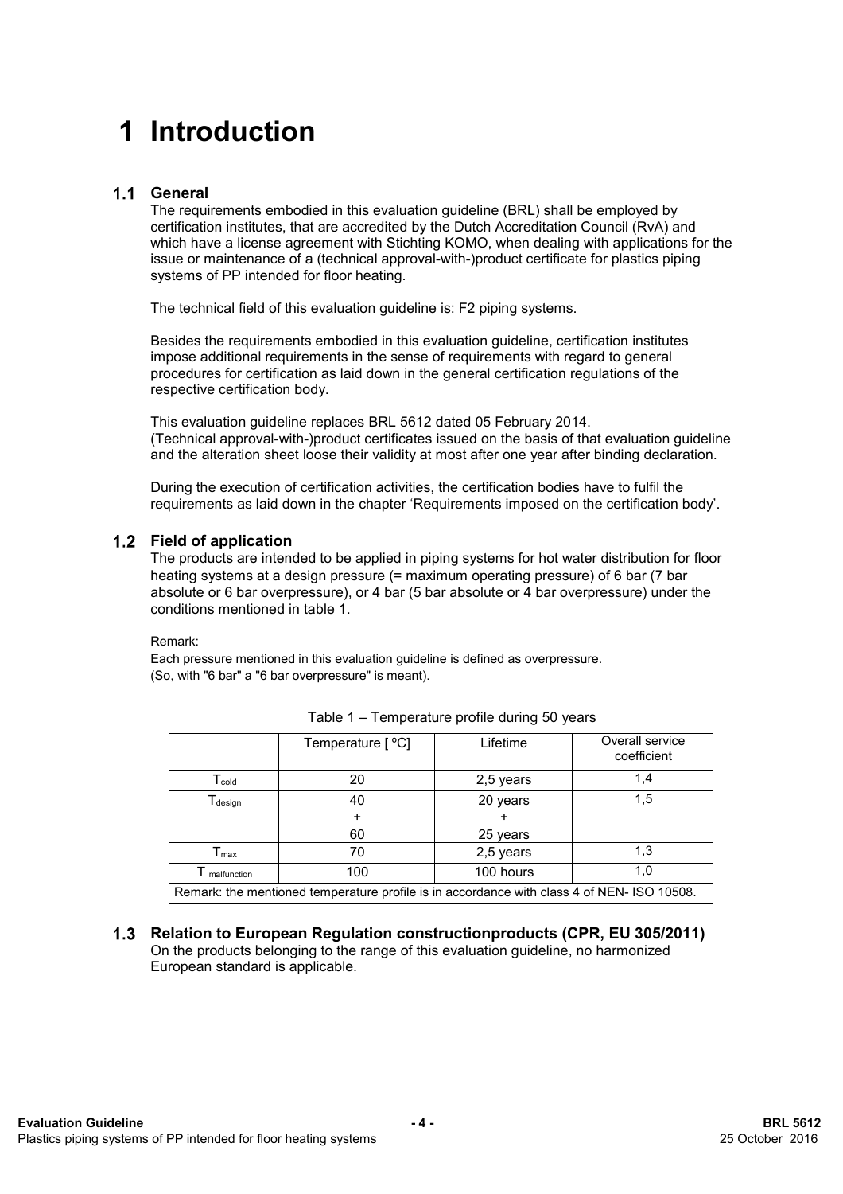# 1 Introduction

## 1.1 General

The requirements embodied in this evaluation guideline (BRL) shall be employed by certification institutes, that are accredited by the Dutch Accreditation Council (RvA) and which have a license agreement with Stichting KOMO, when dealing with applications for the issue or maintenance of a (technical approval-with-)product certificate for plastics piping systems of PP intended for floor heating.

The technical field of this evaluation guideline is: F2 piping systems.

Besides the requirements embodied in this evaluation guideline, certification institutes impose additional requirements in the sense of requirements with regard to general procedures for certification as laid down in the general certification regulations of the respective certification body.

This evaluation guideline replaces BRL 5612 dated 05 February 2014.
(Technical approval-with-)product certificates issued on the basis of that evaluation guideline and the alteration sheet loose their validity at most after one year after binding declaration.

During the execution of certification activities, the certification bodies have to fulfil the requirements as laid down in the chapter 'Requirements imposed on the certification body'.

## 1.2 Field of application

The products are intended to be applied in piping systems for hot water distribution for floor heating systems at a design pressure (= maximum operating pressure) of 6 bar (7 bar absolute or 6 bar overpressure), or 4 bar (5 bar absolute or 4 bar overpressure) under the conditions mentioned in table 1.

Remark:
Each pressure mentioned in this evaluation guideline is defined as overpressure.
(So, with "6 bar" a "6 bar overpressure" is meant).

Table 1 – Temperature profile during 50 years

| | Temperature [ ºC] | Lifetime | Overall service coefficient |
|---|---|---|---|
| $T_{cold}$ | 20 | 2,5 years | 1,4 |
| $T_{design}$ | 40 + 60 | 20 years + 25 years | 1,5 |
| $T_{max}$ | 70 | 2,5 years | 1,3 |
| $T_{malfunction}$ | 100 | 100 hours | 1,0 |
| Remark: the mentioned temperature profile is in accordance with class 4 of NEN- ISO 10508. | | | |

## 1.3 Relation to European Regulation constructionproducts (CPR, EU 305/2011)

On the products belonging to the range of this evaluation guideline, no harmonized European standard is applicable.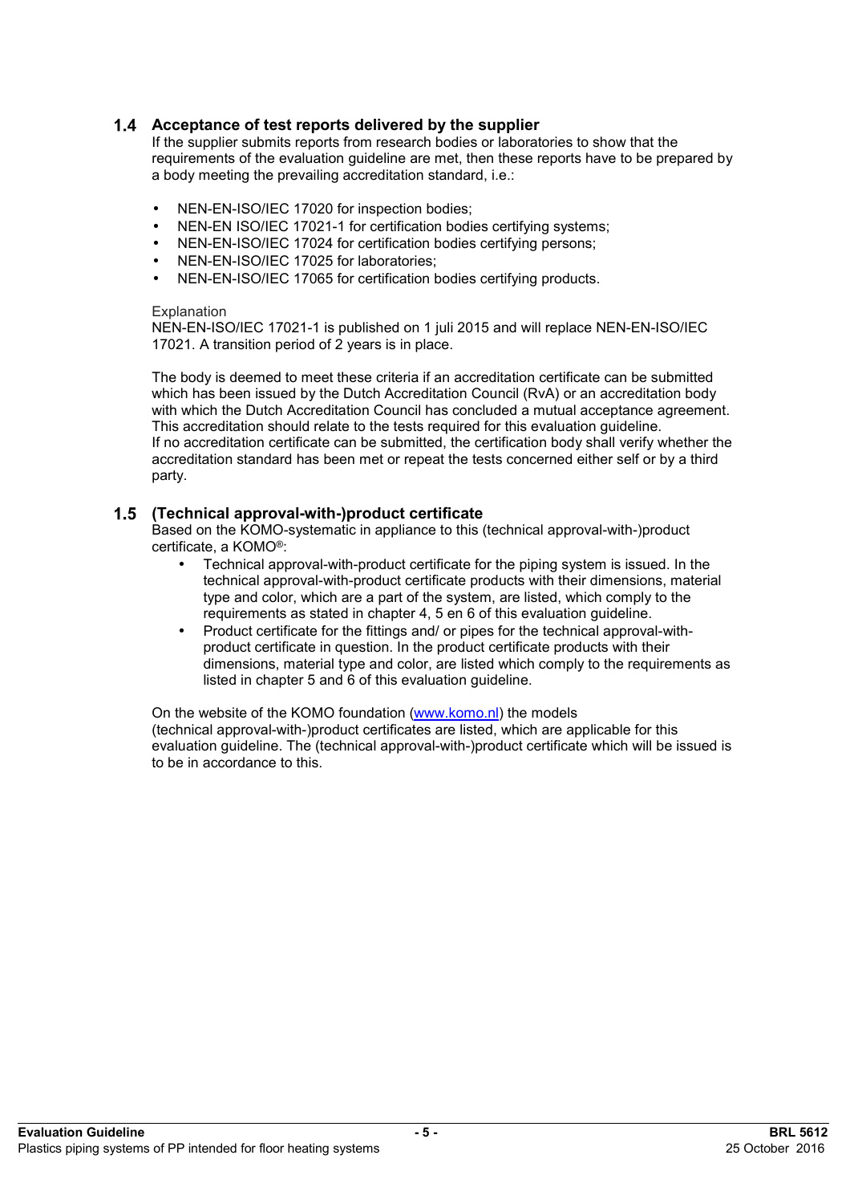## 1.4 Acceptance of test reports delivered by the supplier

If the supplier submits reports from research bodies or laboratories to show that the requirements of the evaluation guideline are met, then these reports have to be prepared by a body meeting the prevailing accreditation standard, i.e.:

- NEN-EN-ISO/IEC 17020 for inspection bodies;
- NEN-EN ISO/IEC 17021-1 for certification bodies certifying systems;
- NEN-EN-ISO/IEC 17024 for certification bodies certifying persons;
- NEN-EN-ISO/IEC 17025 for laboratories;
- NEN-EN-ISO/IEC 17065 for certification bodies certifying products.

Explanation
NEN-EN-ISO/IEC 17021-1 is published on 1 juli 2015 and will replace NEN-EN-ISO/IEC 17021. A transition period of 2 years is in place.

The body is deemed to meet these criteria if an accreditation certificate can be submitted which has been issued by the Dutch Accreditation Council (RvA) or an accreditation body with which the Dutch Accreditation Council has concluded a mutual acceptance agreement. This accreditation should relate to the tests required for this evaluation guideline.
If no accreditation certificate can be submitted, the certification body shall verify whether the accreditation standard has been met or repeat the tests concerned either self or by a third party.

## 1.5 (Technical approval-with-)product certificate

Based on the KOMO-systematic in appliance to this (technical approval-with-)product certificate, a KOMO®:

- Technical approval-with-product certificate for the piping system is issued. In the technical approval-with-product certificate products with their dimensions, material type and color, which are a part of the system, are listed, which comply to the requirements as stated in chapter 4, 5 en 6 of this evaluation guideline.
- Product certificate for the fittings and/ or pipes for the technical approval-with-product certificate in question. In the product certificate products with their dimensions, material type and color, are listed which comply to the requirements as listed in chapter 5 and 6 of this evaluation guideline.

On the website of the KOMO foundation (www.komo.nl) the models (technical approval-with-)product certificates are listed, which are applicable for this evaluation guideline. The (technical approval-with-)product certificate which will be issued is to be in accordance to this.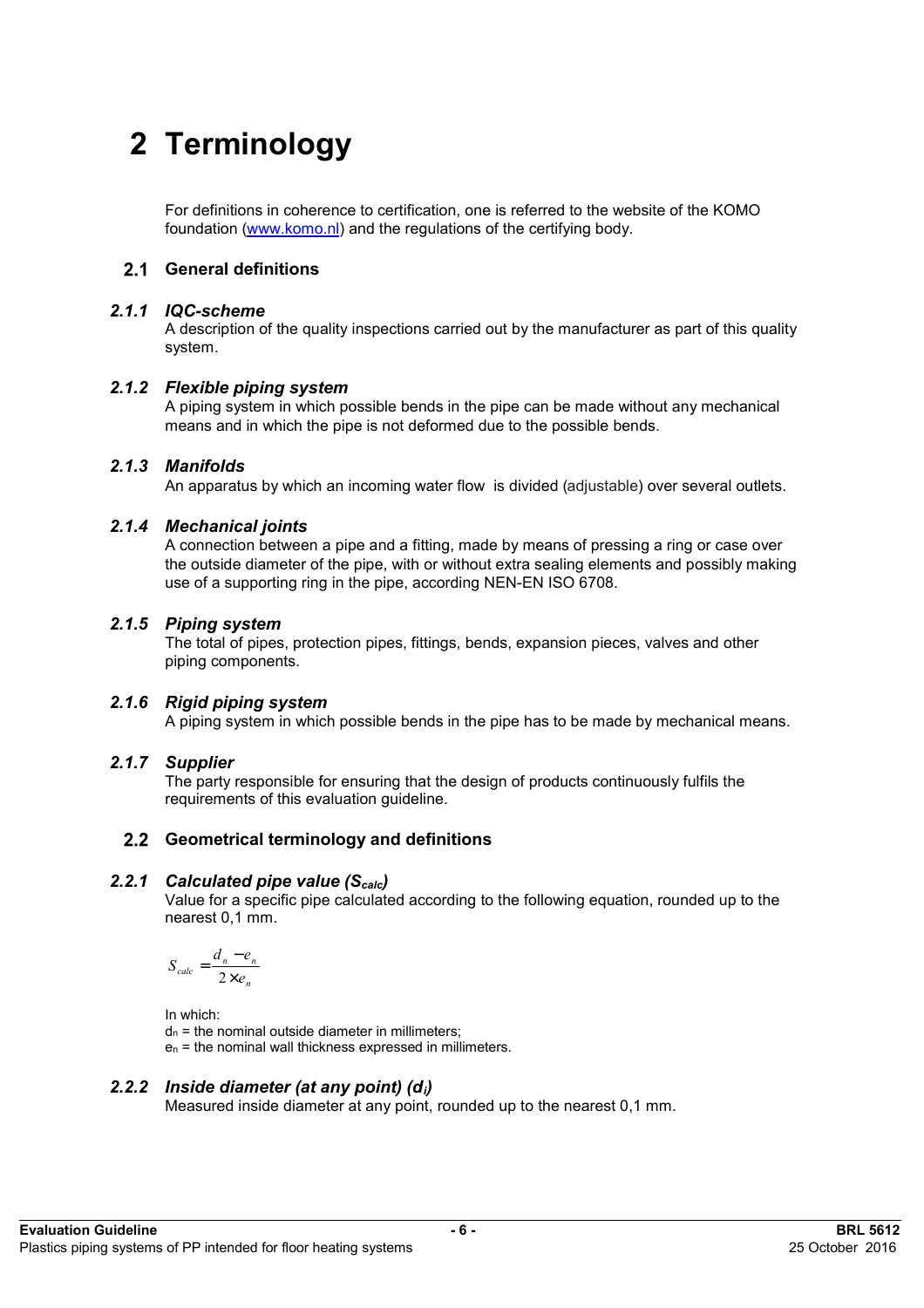# 2 Terminology

For definitions in coherence to certification, one is referred to the website of the KOMO foundation ([www.komo.nl](www.komo.nl)) and the regulations of the certifying body.

## 2.1 General definitions

### *2.1.1 IQC-scheme*

A description of the quality inspections carried out by the manufacturer as part of this quality system.

### *2.1.2 Flexible piping system*

A piping system in which possible bends in the pipe can be made without any mechanical means and in which the pipe is not deformed due to the possible bends.

### *2.1.3 Manifolds*

An apparatus by which an incoming water flow is divided (adjustable) over several outlets.

### *2.1.4 Mechanical joints*

A connection between a pipe and a fitting, made by means of pressing a ring or case over the outside diameter of the pipe, with or without extra sealing elements and possibly making use of a supporting ring in the pipe, according NEN-EN ISO 6708.

### *2.1.5 Piping system*

The total of pipes, protection pipes, fittings, bends, expansion pieces, valves and other piping components.

### *2.1.6 Rigid piping system*

A piping system in which possible bends in the pipe has to be made by mechanical means.

### *2.1.7 Supplier*

The party responsible for ensuring that the design of products continuously fulfils the requirements of this evaluation guideline.

## 2.2 Geometrical terminology and definitions

### *2.2.1 Calculated pipe value ($S_{calc}$)*

Value for a specific pipe calculated according to the following equation, rounded up to the nearest 0,1 mm.

$$S_{calc} = \frac{d_n - e_n}{2 \times e_n}$$

In which:
$d_n$ = the nominal outside diameter in millimeters;
$e_n$ = the nominal wall thickness expressed in millimeters.

### *2.2.2 Inside diameter (at any point) ($d_i$)*

Measured inside diameter at any point, rounded up to the nearest 0,1 mm.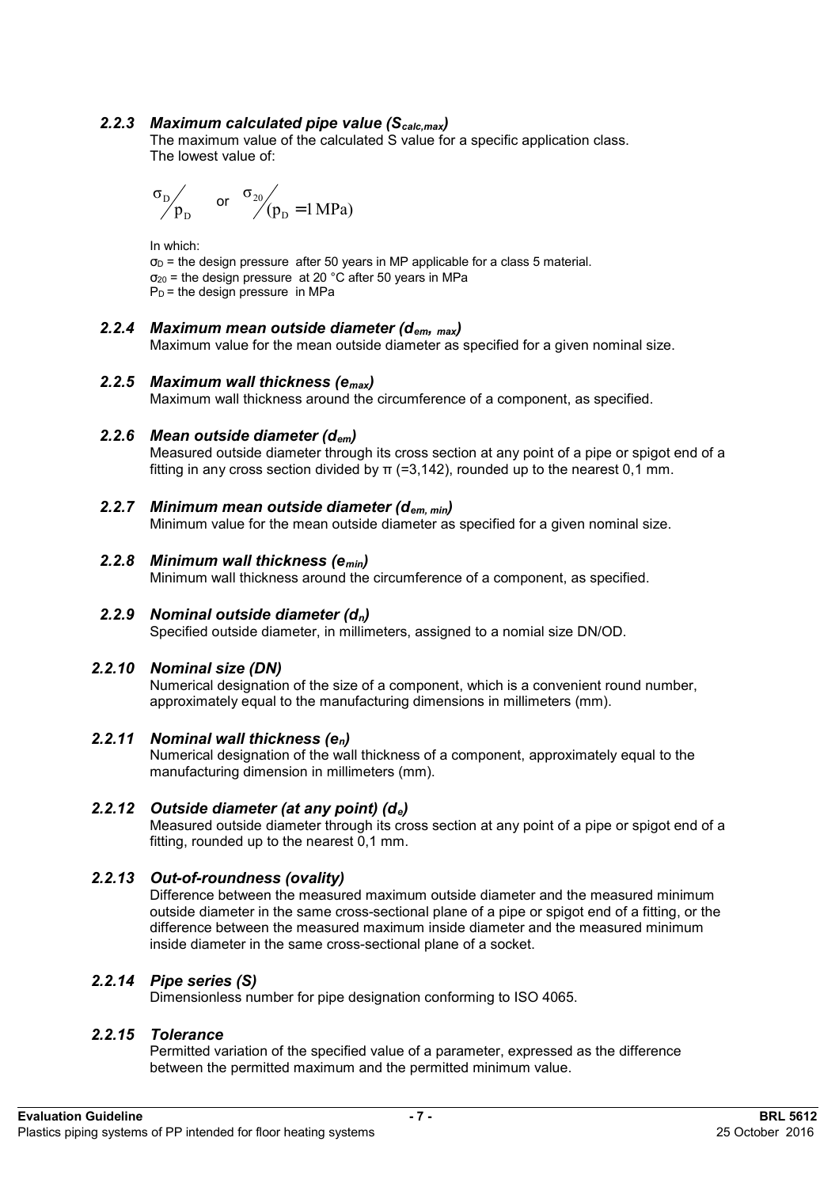### *2.2.3 Maximum calculated pipe value ($S_{calc,max}$)*

The maximum value of the calculated S value for a specific application class.
The lowest value of:

$$\sigma_D / p_D \quad \text{or} \quad \sigma_{20} / (p_D = 1\,\text{MPa})$$

In which:
$\sigma_D$ = the design pressure after 50 years in MP applicable for a class 5 material.
$\sigma_{20}$ = the design pressure at 20 °C after 50 years in MPa
$P_D$ = the design pressure in MPa

### *2.2.4 Maximum mean outside diameter ($d_{em,\ max}$)*

Maximum value for the mean outside diameter as specified for a given nominal size.

### *2.2.5 Maximum wall thickness ($e_{max}$)*

Maximum wall thickness around the circumference of a component, as specified.

### *2.2.6 Mean outside diameter ($d_{em}$)*

Measured outside diameter through its cross section at any point of a pipe or spigot end of a fitting in any cross section divided by π (=3,142), rounded up to the nearest 0,1 mm.

### *2.2.7 Minimum mean outside diameter ($d_{em,\ min}$)*

Minimum value for the mean outside diameter as specified for a given nominal size.

### *2.2.8 Minimum wall thickness ($e_{min}$)*

Minimum wall thickness around the circumference of a component, as specified.

### *2.2.9 Nominal outside diameter ($d_n$)*

Specified outside diameter, in millimeters, assigned to a nomial size DN/OD.

### *2.2.10 Nominal size (DN)*

Numerical designation of the size of a component, which is a convenient round number, approximately equal to the manufacturing dimensions in millimeters (mm).

### *2.2.11 Nominal wall thickness ($e_n$)*

Numerical designation of the wall thickness of a component, approximately equal to the manufacturing dimension in millimeters (mm).

### *2.2.12 Outside diameter (at any point) ($d_e$)*

Measured outside diameter through its cross section at any point of a pipe or spigot end of a fitting, rounded up to the nearest 0,1 mm.

### *2.2.13 Out-of-roundness (ovality)*

Difference between the measured maximum outside diameter and the measured minimum outside diameter in the same cross-sectional plane of a pipe or spigot end of a fitting, or the difference between the measured maximum inside diameter and the measured minimum inside diameter in the same cross-sectional plane of a socket.

### *2.2.14 Pipe series (S)*

Dimensionless number for pipe designation conforming to ISO 4065.

### *2.2.15 Tolerance*

Permitted variation of the specified value of a parameter, expressed as the difference between the permitted maximum and the permitted minimum value.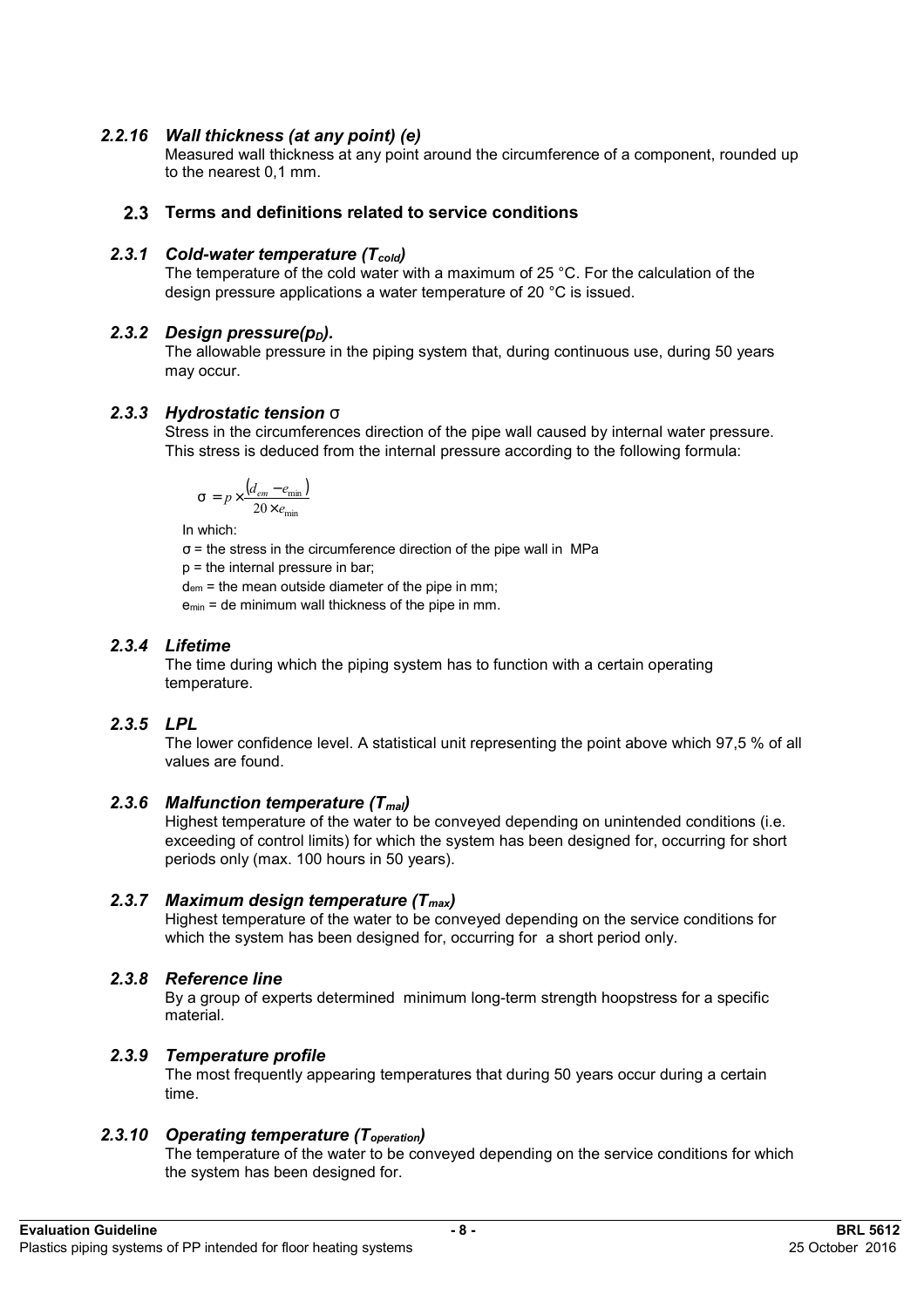### 2.2.16 *Wall thickness (at any point) (e)*

Measured wall thickness at any point around the circumference of a component, rounded up to the nearest 0,1 mm.

## 2.3 Terms and definitions related to service conditions

### 2.3.1 *Cold-water temperature ($T_{cold}$)*

The temperature of the cold water with a maximum of 25 °C. For the calculation of the design pressure applications a water temperature of 20 °C is issued.

### 2.3.2 *Design pressure($p_D$).*

The allowable pressure in the piping system that, during continuous use, during 50 years may occur.

### 2.3.3 *Hydrostatic tension σ*

Stress in the circumferences direction of the pipe wall caused by internal water pressure. This stress is deduced from the internal pressure according to the following formula:

$$\sigma = p \times \frac{(d_{em} - e_{min})}{20 \times e_{min}}$$

In which:

σ = the stress in the circumference direction of the pipe wall in MPa

p = the internal pressure in bar;

$d_{em}$ = the mean outside diameter of the pipe in mm;

$e_{min}$ = de minimum wall thickness of the pipe in mm.

### 2.3.4 *Lifetime*

The time during which the piping system has to function with a certain operating temperature.

### 2.3.5 *LPL*

The lower confidence level. A statistical unit representing the point above which 97,5 % of all values are found.

### 2.3.6 *Malfunction temperature ($T_{mal}$)*

Highest temperature of the water to be conveyed depending on unintended conditions (i.e. exceeding of control limits) for which the system has been designed for, occurring for short periods only (max. 100 hours in 50 years).

### 2.3.7 *Maximum design temperature ($T_{max}$)*

Highest temperature of the water to be conveyed depending on the service conditions for which the system has been designed for, occurring for a short period only.

### 2.3.8 *Reference line*

By a group of experts determined minimum long-term strength hoopstress for a specific material.

### 2.3.9 *Temperature profile*

The most frequently appearing temperatures that during 50 years occur during a certain time.

### 2.3.10 *Operating temperature ($T_{operation}$)*

The temperature of the water to be conveyed depending on the service conditions for which the system has been designed for.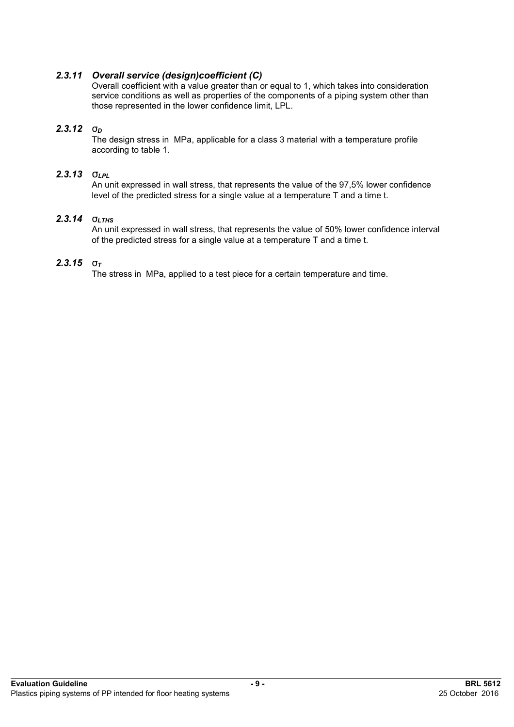### *2.3.11 Overall service (design)coefficient (C)*

Overall coefficient with a value greater than or equal to 1, which takes into consideration service conditions as well as properties of the components of a piping system other than those represented in the lower confidence limit, LPL.

### *2.3.12* $\sigma_D$

The design stress in MPa, applicable for a class 3 material with a temperature profile according to table 1.

### *2.3.13* $\sigma_{LPL}$

An unit expressed in wall stress, that represents the value of the 97,5% lower confidence level of the predicted stress for a single value at a temperature T and a time t.

### *2.3.14* $\sigma_{LTHS}$

An unit expressed in wall stress, that represents the value of 50% lower confidence interval of the predicted stress for a single value at a temperature T and a time t.

### *2.3.15* $\sigma_T$

The stress in MPa, applied to a test piece for a certain temperature and time.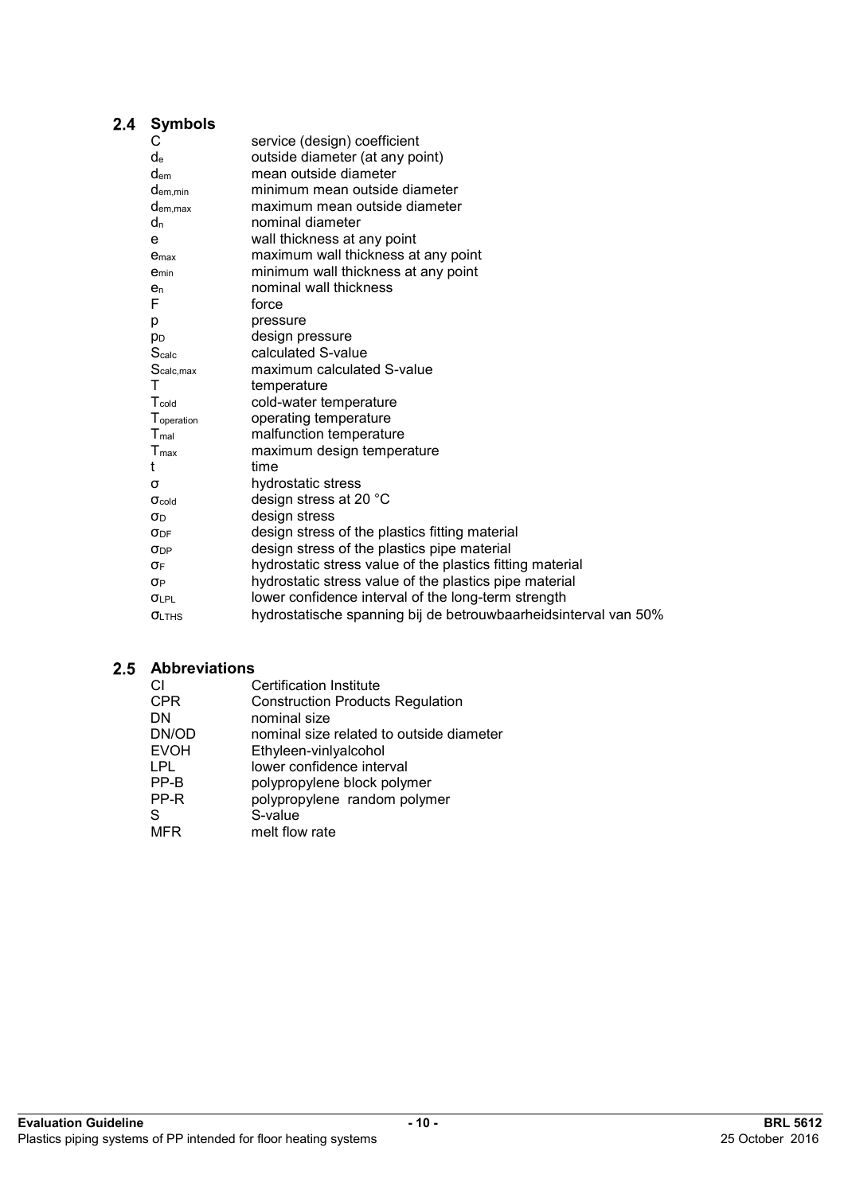## 2.4 Symbols

| | |
|---|---|
| $C$ | service (design) coefficient |
| $d_e$ | outside diameter (at any point) |
| $d_{em}$ | mean outside diameter |
| $d_{em,min}$ | minimum mean outside diameter |
| $d_{em,max}$ | maximum mean outside diameter |
| $d_n$ | nominal diameter |
| $e$ | wall thickness at any point |
| $e_{max}$ | maximum wall thickness at any point |
| $e_{min}$ | minimum wall thickness at any point |
| $e_n$ | nominal wall thickness |
| $F$ | force |
| $p$ | pressure |
| $p_D$ | design pressure |
| $S_{calc}$ | calculated S-value |
| $S_{calc,max}$ | maximum calculated S-value |
| $T$ | temperature |
| $T_{cold}$ | cold-water temperature |
| $T_{operation}$ | operating temperature |
| $T_{mal}$ | malfunction temperature |
| $T_{max}$ | maximum design temperature |
| $t$ | time |
| $\sigma$ | hydrostatic stress |
| $\sigma_{cold}$ | design stress at 20 °C |
| $\sigma_D$ | design stress |
| $\sigma_{DF}$ | design stress of the plastics fitting material |
| $\sigma_{DP}$ | design stress of the plastics pipe material |
| $\sigma_F$ | hydrostatic stress value of the plastics fitting material |
| $\sigma_P$ | hydrostatic stress value of the plastics pipe material |
| $\sigma_{LPL}$ | lower confidence interval of the long-term strength |
| $\sigma_{LTHS}$ | hydrostatische spanning bij de betrouwbaarheidsinterval van 50% |

## 2.5 Abbreviations

| | |
|---|---|
| CI | Certification Institute |
| CPR | Construction Products Regulation |
| DN | nominal size |
| DN/OD | nominal size related to outside diameter |
| EVOH | Ethyleen-vinlyalcohol |
| LPL | lower confidence interval |
| PP-B | polypropylene block polymer |
| PP-R | polypropylene random polymer |
| S | S-value |
| MFR | melt flow rate |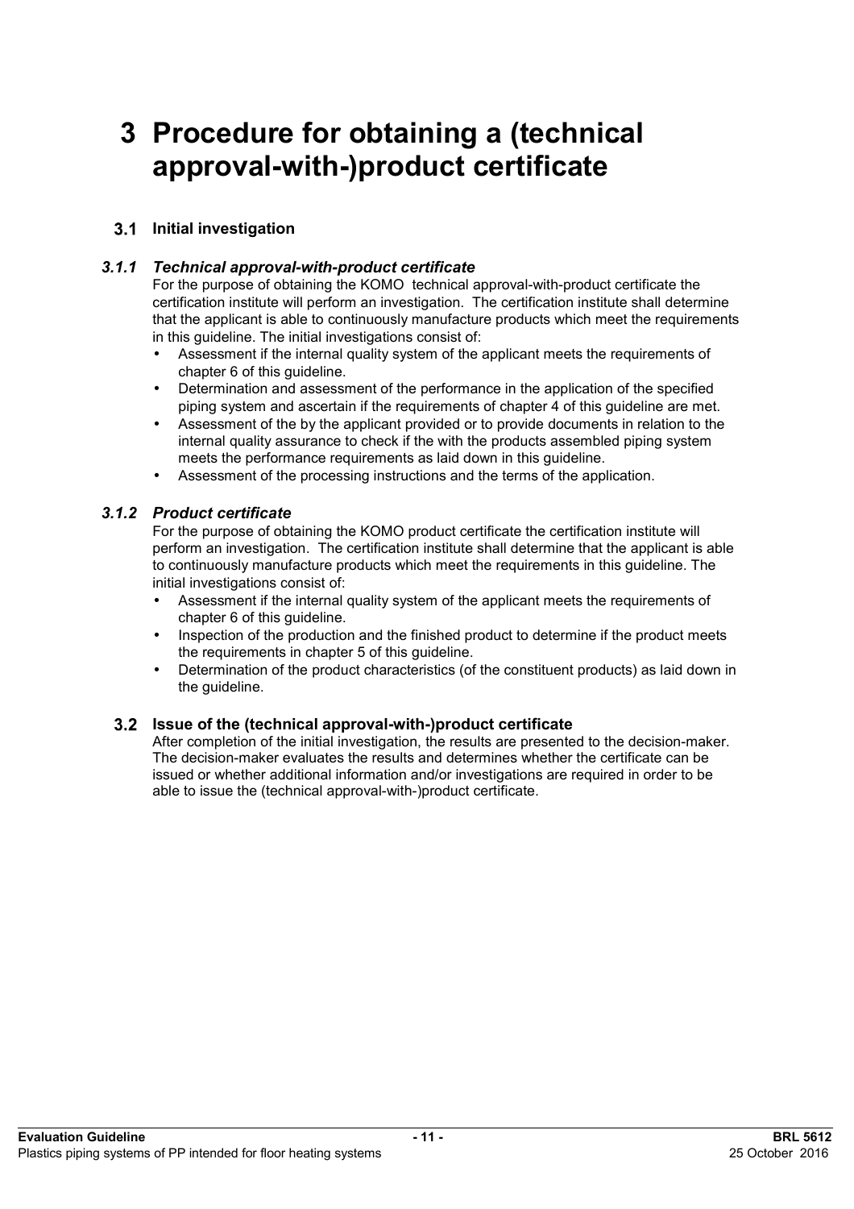// Transcription of page 12 (BRL 5612 evaluation guideline), chapter 3 on certificate procedure
# 3 Procedure for obtaining a (technical approval-with-)product certificate

## 3.1 Initial investigation

### *3.1.1 Technical approval-with-product certificate*

For the purpose of obtaining the KOMO technical approval-with-product certificate the certification institute will perform an investigation. The certification institute shall determine that the applicant is able to continuously manufacture products which meet the requirements in this guideline. The initial investigations consist of:

- Assessment if the internal quality system of the applicant meets the requirements of chapter 6 of this guideline.
- Determination and assessment of the performance in the application of the specified piping system and ascertain if the requirements of chapter 4 of this guideline are met.
- Assessment of the by the applicant provided or to provide documents in relation to the internal quality assurance to check if the with the products assembled piping system meets the performance requirements as laid down in this guideline.
- Assessment of the processing instructions and the terms of the application.

### *3.1.2 Product certificate*

For the purpose of obtaining the KOMO product certificate the certification institute will perform an investigation. The certification institute shall determine that the applicant is able to continuously manufacture products which meet the requirements in this guideline. The initial investigations consist of:

- Assessment if the internal quality system of the applicant meets the requirements of chapter 6 of this guideline.
- Inspection of the production and the finished product to determine if the product meets the requirements in chapter 5 of this guideline.
- Determination of the product characteristics (of the constituent products) as laid down in the guideline.

## 3.2 Issue of the (technical approval-with-)product certificate

After completion of the initial investigation, the results are presented to the decision-maker. The decision-maker evaluates the results and determines whether the certificate can be issued or whether additional information and/or investigations are required in order to be able to issue the (technical approval-with-)product certificate.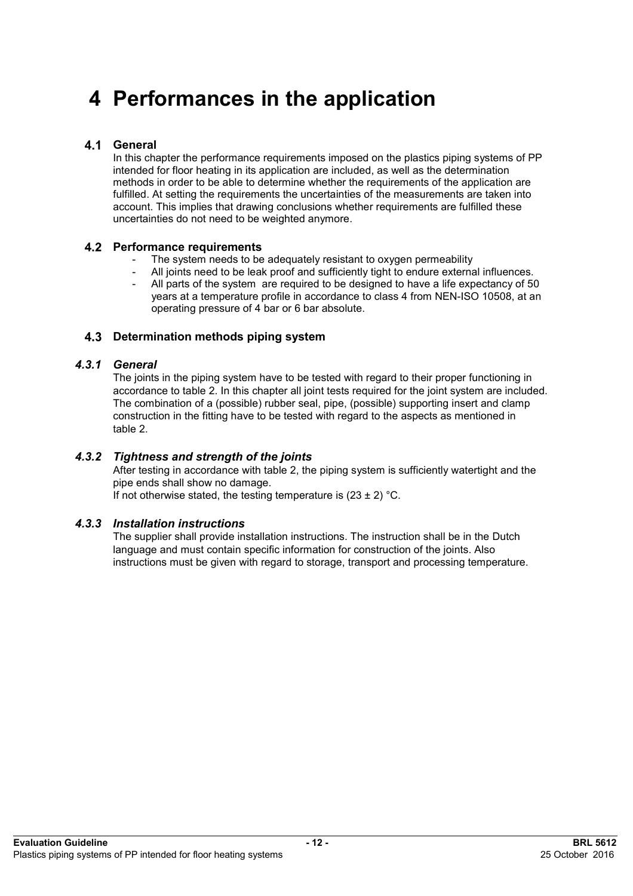# 4 Performances in the application

## 4.1 General

In this chapter the performance requirements imposed on the plastics piping systems of PP intended for floor heating in its application are included, as well as the determination methods in order to be able to determine whether the requirements of the application are fulfilled. At setting the requirements the uncertainties of the measurements are taken into account. This implies that drawing conclusions whether requirements are fulfilled these uncertainties do not need to be weighted anymore.

## 4.2 Performance requirements

- The system needs to be adequately resistant to oxygen permeability
- All joints need to be leak proof and sufficiently tight to endure external influences.
- All parts of the system are required to be designed to have a life expectancy of 50 years at a temperature profile in accordance to class 4 from NEN-ISO 10508, at an operating pressure of 4 bar or 6 bar absolute.

## 4.3 Determination methods piping system

### *4.3.1 General*

The joints in the piping system have to be tested with regard to their proper functioning in accordance to table 2. In this chapter all joint tests required for the joint system are included. The combination of a (possible) rubber seal, pipe, (possible) supporting insert and clamp construction in the fitting have to be tested with regard to the aspects as mentioned in table 2.

### *4.3.2 Tightness and strength of the joints*

After testing in accordance with table 2, the piping system is sufficiently watertight and the pipe ends shall show no damage.
If not otherwise stated, the testing temperature is (23 ± 2) °C.

### *4.3.3 Installation instructions*

The supplier shall provide installation instructions. The instruction shall be in the Dutch language and must contain specific information for construction of the joints. Also instructions must be given with regard to storage, transport and processing temperature.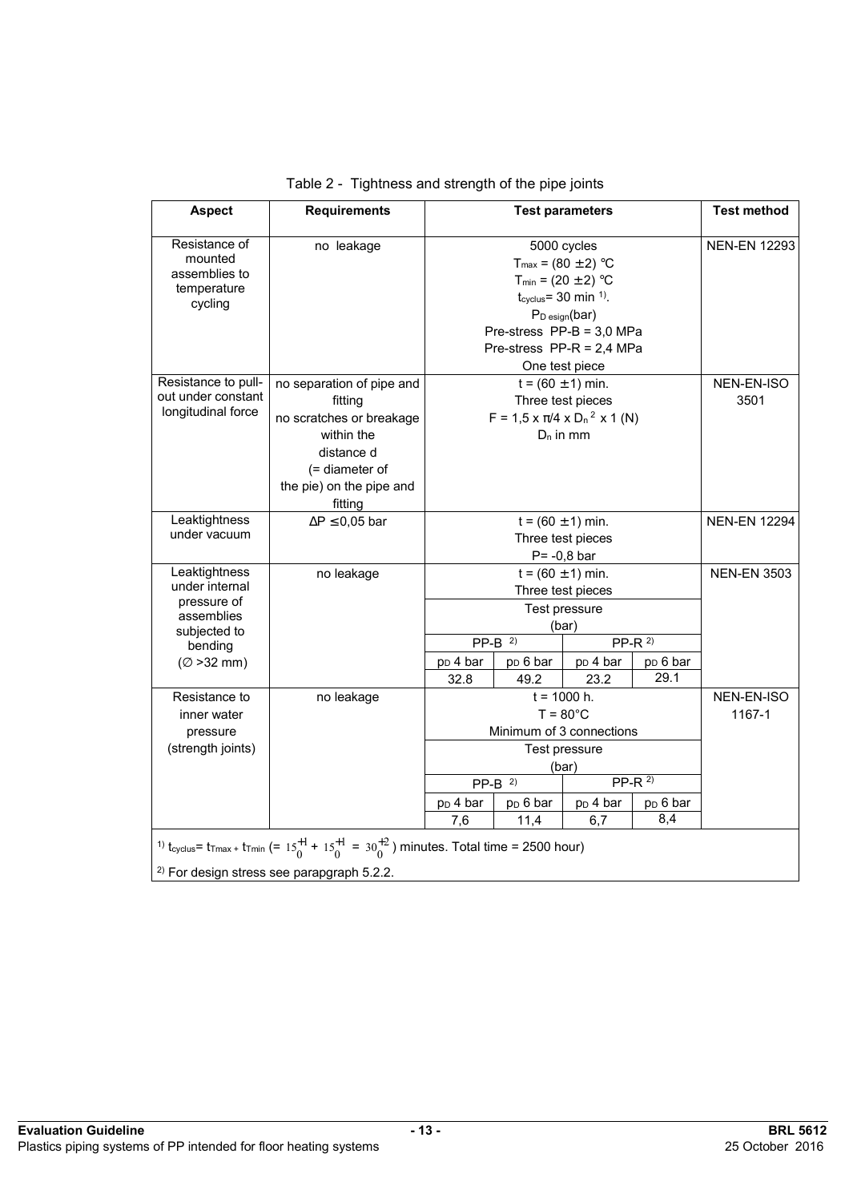Table 2 - Tightness and strength of the pipe joints

| Aspect | Requirements | Test parameters | | | | Test method |
|---|---|---|---|---|---|---|
| Resistance of mounted assemblies to temperature cycling | no leakage | 5000 cycles<br>$T_{max}$ = (80 ±2) °C<br>$T_{min}$ = (20 ±2) °C<br>$t_{cyclus}$= 30 min [1].<br>$P_{D\ esign}$(bar)<br>Pre-stress PP-B = 3,0 MPa<br>Pre-stress PP-R = 2,4 MPa<br>One test piece | | | | NEN-EN 12293 |
| Resistance to pull-out under constant longitudinal force | no separation of pipe and fitting<br>no scratches or breakage within the distance d (= diameter of the pie) on the pipe and fitting | t = (60 ±1) min.<br>Three test pieces<br>$F = 1,5 \times \pi/4 \times D_n{}^2 \times 1$ (N)<br>$D_n$ in mm | | | | NEN-EN-ISO 3501 |
| Leaktightness under vacuum | ΔP ≤0,05 bar | t = (60 ±1) min.<br>Three test pieces<br>P= -0,8 bar | | | | NEN-EN 12294 |
| Leaktightness under internal pressure of assemblies subjected to bending (∅ >32 mm) | no leakage | t = (60 ±1) min.<br>Three test pieces<br>Test pressure (bar) | | | | NEN-EN 3503 |
| | | PP-B [2] | | PP-R [2] | | |
| | | $p_D$ 4 bar | $p_D$ 6 bar | $p_D$ 4 bar | $p_D$ 6 bar | |
| | | 32.8 | 49.2 | 23.2 | 29.1 | |
| Resistance to inner water pressure (strength joints) | no leakage | t = 1000 h.<br>T = 80°C<br>Minimum of 3 connections<br>Test pressure (bar) | | | | NEN-EN-ISO 1167-1 |
| | | PP-B [2] | | PP-R [2] | | |
| | | $p_D$ 4 bar | $p_D$ 6 bar | $p_D$ 4 bar | $p_D$ 6 bar | |
| | | 7,6 | 11,4 | 6,7 | 8,4 | |

[1] $t_{cyclus}$= $t_{Tmax}$ + $t_{Tmin}$ (= $15^{+1}_{0}$ + $15^{+1}_{0}$ = $30^{+2}_{0}$) minutes. Total time = 2500 hour)

[2] For design stress see parapgraph 5.2.2.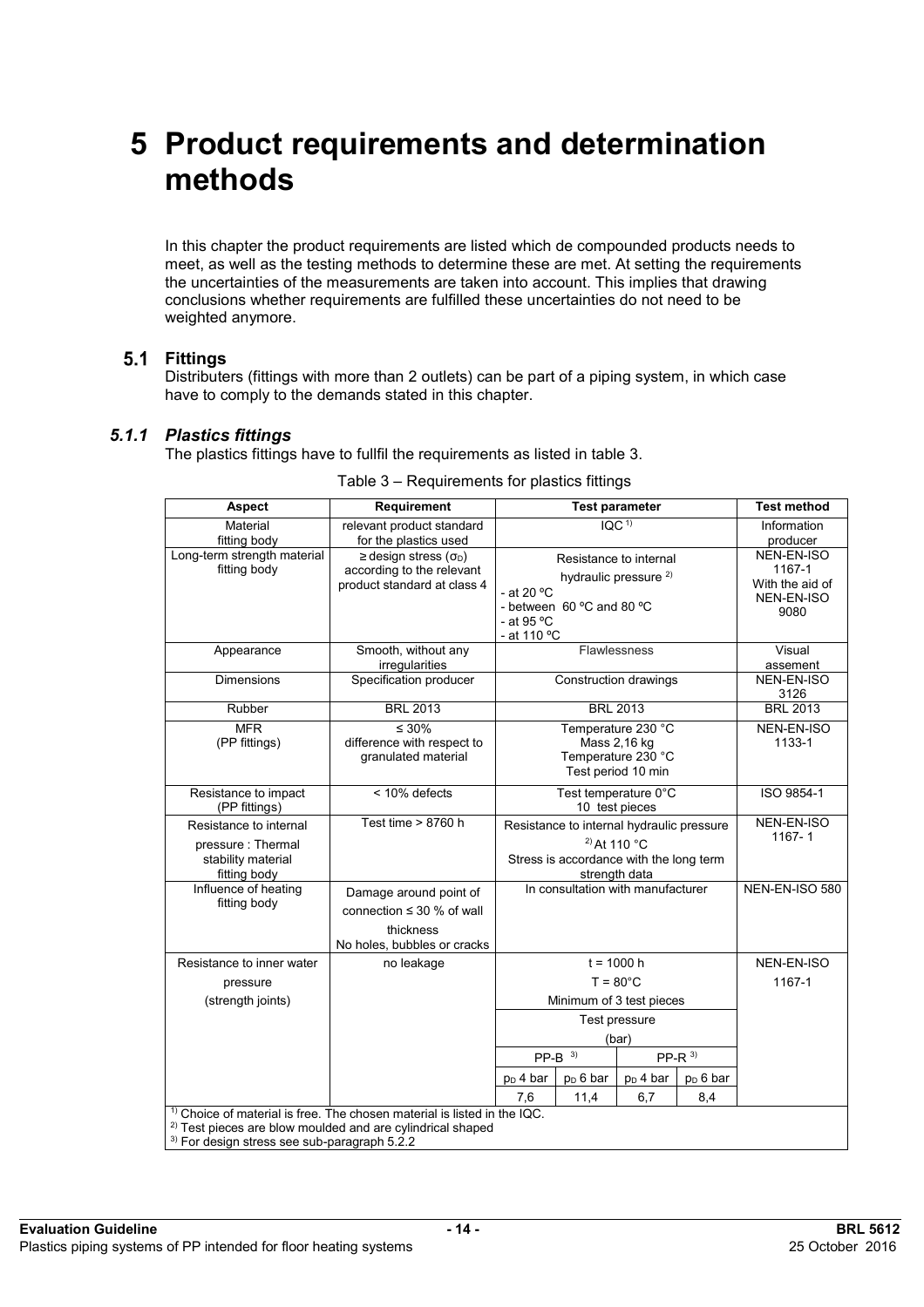# 5 Product requirements and determination methods

In this chapter the product requirements are listed which de compounded products needs to meet, as well as the testing methods to determine these are met. At setting the requirements the uncertainties of the measurements are taken into account. This implies that drawing conclusions whether requirements are fulfilled these uncertainties do not need to be weighted anymore.

## 5.1 Fittings

Distributers (fittings with more than 2 outlets) can be part of a piping system, in which case have to comply to the demands stated in this chapter.

### *5.1.1 Plastics fittings*

The plastics fittings have to fullfil the requirements as listed in table 3.

Table 3 – Requirements for plastics fittings

| Aspect | Requirement | Test parameter | | | | Test method |
|---|---|---|---|---|---|---|
| Material fitting body | relevant product standard for the plastics used | IQC [1] | | | | Information producer |
| Long-term strength material fitting body | ≥ design stress ($\sigma_D$) according to the relevant product standard at class 4 | Resistance to internal hydraulic pressure [2]<br>- at 20 ºC<br>- between 60 ºC and 80 ºC<br>- at 95 ºC<br>- at 110 ºC | | | | NEN-EN-ISO 1167-1 With the aid of NEN-EN-ISO 9080 |
| Appearance | Smooth, without any irregularities | Flawlessness | | | | Visual assement |
| Dimensions | Specification producer | Construction drawings | | | | NEN-EN-ISO 3126 |
| Rubber | BRL 2013 | BRL 2013 | | | | BRL 2013 |
| MFR (PP fittings) | ≤ 30% difference with respect to granulated material | Temperature 230 °C<br>Mass 2,16 kg<br>Temperature 230 °C<br>Test period 10 min | | | | NEN-EN-ISO 1133-1 |
| Resistance to impact (PP fittings) | < 10% defects | Test temperature 0°C<br>10 test pieces | | | | ISO 9854-1 |
| Resistance to internal pressure : Thermal stability material fitting body | Test time > 8760 h | Resistance to internal hydraulic pressure [2] At 110 °C<br>Stress is accordance with the long term strength data | | | | NEN-EN-ISO 1167- 1 |
| Influence of heating fitting body | Damage around point of connection ≤ 30 % of wall thickness<br>No holes, bubbles or cracks | In consultation with manufacturer | | | | NEN-EN-ISO 580 |
| Resistance to inner water pressure (strength joints) | no leakage | t = 1000 h<br>T = 80°C<br>Minimum of 3 test pieces<br>Test pressure (bar) | | | | NEN-EN-ISO 1167-1 |
| | | PP-B [3] | | PP-R [3] | | |
| | | $p_D$ 4 bar | $p_D$ 6 bar | $p_D$ 4 bar | $p_D$ 6 bar | |
| | | 7,6 | 11,4 | 6,7 | 8,4 | |

[1] Choice of material is free. The chosen material is listed in the IQC.
[2] Test pieces are blow moulded and are cylindrical shaped
[3] For design stress see sub-paragraph 5.2.2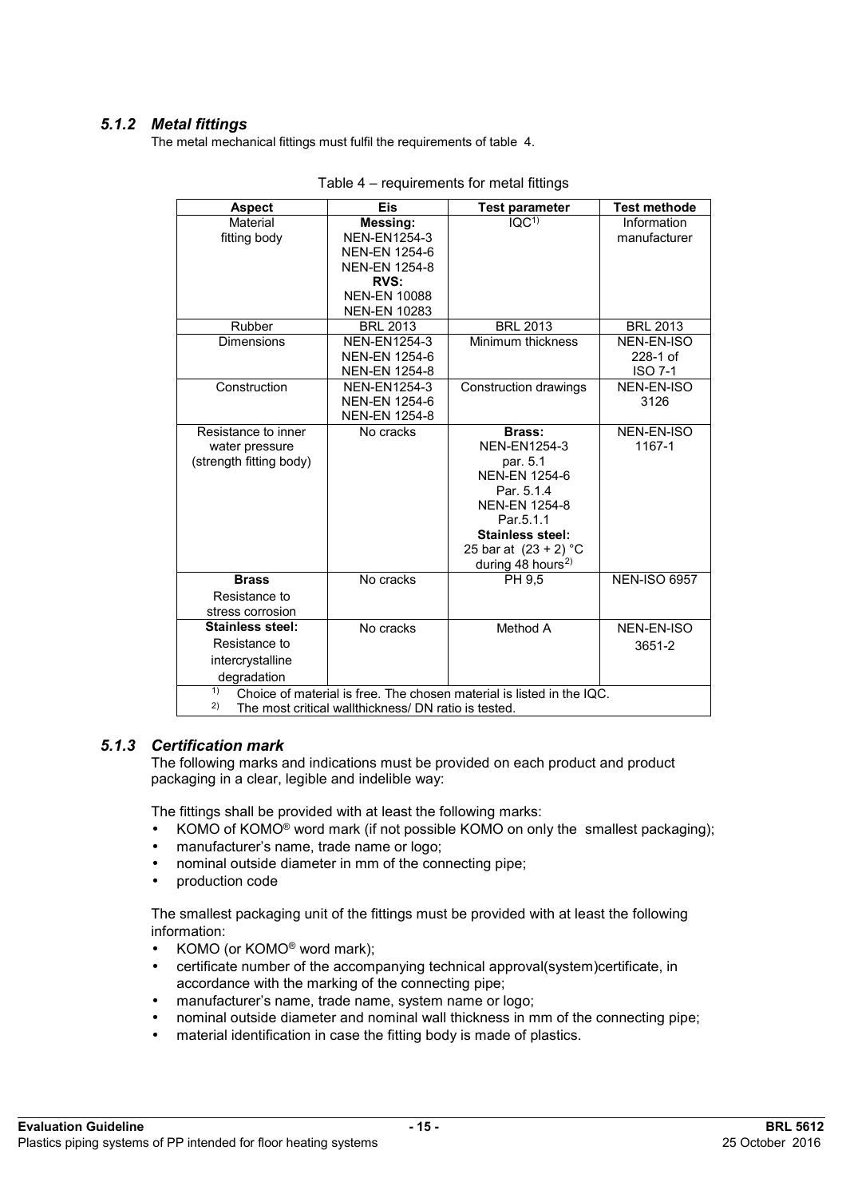### *5.1.2 Metal fittings*

The metal mechanical fittings must fulfil the requirements of table 4.

Table 4 – requirements for metal fittings

| Aspect | Eis | Test parameter | Test methode |
|---|---|---|---|
| Material fitting body | **Messing:** NEN-EN1254-3 NEN-EN 1254-6 NEN-EN 1254-8 **RVS:** NEN-EN 10088 NEN-EN 10283 | IQC[1] | Information manufacturer |
| Rubber | BRL 2013 | BRL 2013 | BRL 2013 |
| Dimensions | NEN-EN1254-3 NEN-EN 1254-6 NEN-EN 1254-8 | Minimum thickness | NEN-EN-ISO 228-1 of ISO 7-1 |
| Construction | NEN-EN1254-3 NEN-EN 1254-6 NEN-EN 1254-8 | Construction drawings | NEN-EN-ISO 3126 |
| Resistance to inner water pressure (strength fitting body) | No cracks | **Brass:** NEN-EN1254-3 par. 5.1 NEN-EN 1254-6 Par. 5.1.4 NEN-EN 1254-8 Par.5.1.1 **Stainless steel:** 25 bar at (23 + 2) °C during 48 hours[2] | NEN-EN-ISO 1167-1 |
| **Brass** Resistance to stress corrosion | No cracks | PH 9,5 | NEN-ISO 6957 |
| **Stainless steel:** Resistance to intercrystalline degradation | No cracks | Method A | NEN-EN-ISO 3651-2 |

[1] Choice of material is free. The chosen material is listed in the IQC.
[2] The most critical wallthickness/ DN ratio is tested.

### *5.1.3 Certification mark*

The following marks and indications must be provided on each product and product packaging in a clear, legible and indelible way:

The fittings shall be provided with at least the following marks:

- KOMO of KOMO® word mark (if not possible KOMO on only the smallest packaging);
- manufacturer's name, trade name or logo;
- nominal outside diameter in mm of the connecting pipe;
- production code

The smallest packaging unit of the fittings must be provided with at least the following information:

- KOMO (or KOMO® word mark);
- certificate number of the accompanying technical approval(system)certificate, in accordance with the marking of the connecting pipe;
- manufacturer's name, trade name, system name or logo;
- nominal outside diameter and nominal wall thickness in mm of the connecting pipe;
- material identification in case the fitting body is made of plastics.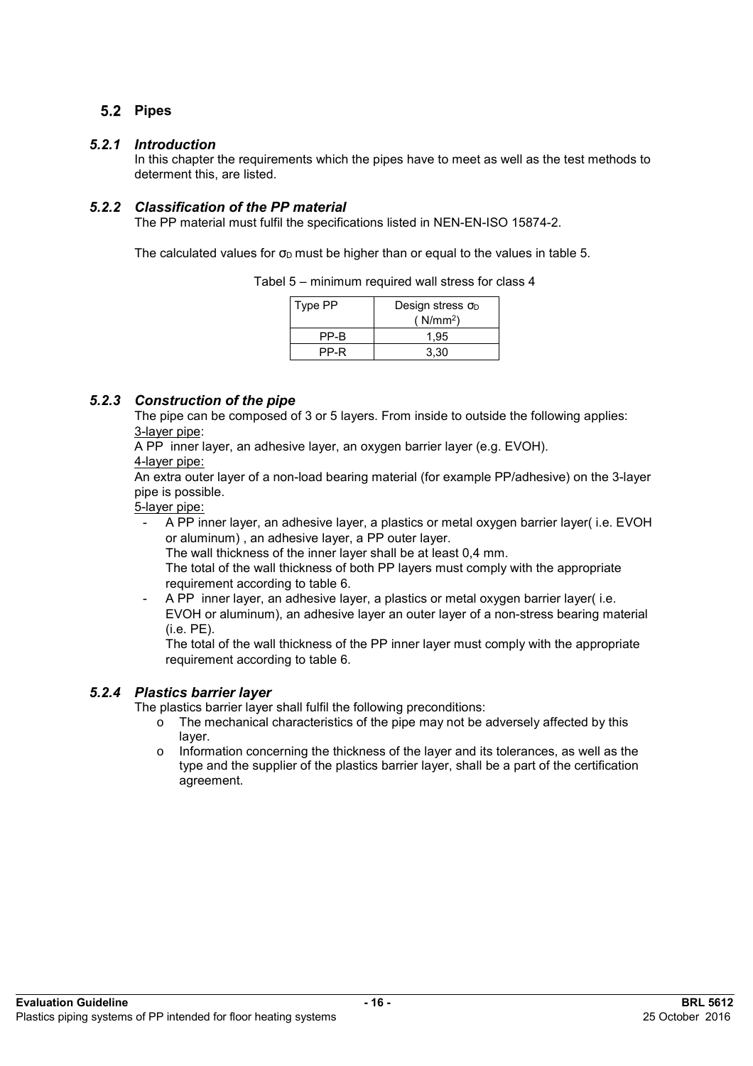## 5.2 Pipes

### *5.2.1 Introduction*

In this chapter the requirements which the pipes have to meet as well as the test methods to determent this, are listed.

### *5.2.2 Classification of the PP material*

The PP material must fulfil the specifications listed in NEN-EN-ISO 15874-2.

The calculated values for $\sigma_D$ must be higher than or equal to the values in table 5.

Tabel 5 – minimum required wall stress for class 4

| Type PP | Design stress $\sigma_D$ ( $N/mm^2$) |
|---|---|
| PP-B | 1,95 |
| PP-R | 3,30 |

### *5.2.3 Construction of the pipe*

The pipe can be composed of 3 or 5 layers. From inside to outside the following applies:

<u>3-layer pipe</u>:

A PP inner layer, an adhesive layer, an oxygen barrier layer (e.g. EVOH).

<u>4-layer pipe:</u>

An extra outer layer of a non-load bearing material (for example PP/adhesive) on the 3-layer pipe is possible.

<u>5-layer pipe:</u>

- A PP inner layer, an adhesive layer, a plastics or metal oxygen barrier layer( i.e. EVOH or aluminum) , an adhesive layer, a PP outer layer.
  The wall thickness of the inner layer shall be at least 0,4 mm.
  The total of the wall thickness of both PP layers must comply with the appropriate requirement according to table 6.
- A PP inner layer, an adhesive layer, a plastics or metal oxygen barrier layer( i.e. EVOH or aluminum), an adhesive layer an outer layer of a non-stress bearing material (i.e. PE).
  The total of the wall thickness of the PP inner layer must comply with the appropriate requirement according to table 6.

### *5.2.4 Plastics barrier layer*

The plastics barrier layer shall fulfil the following preconditions:

- o The mechanical characteristics of the pipe may not be adversely affected by this layer.
- o Information concerning the thickness of the layer and its tolerances, as well as the type and the supplier of the plastics barrier layer, shall be a part of the certification agreement.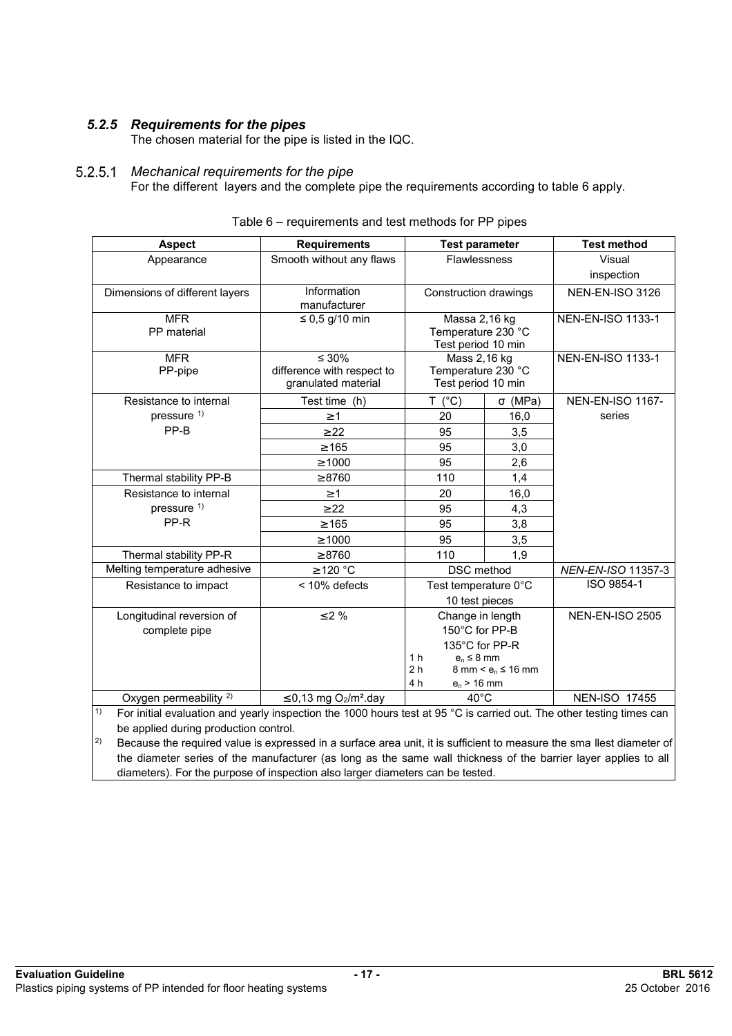### *5.2.5 Requirements for the pipes*

The chosen material for the pipe is listed in the IQC.

#### 5.2.5.1 *Mechanical requirements for the pipe*

For the different layers and the complete pipe the requirements according to table 6 apply.

Table 6 – requirements and test methods for PP pipes

| Aspect | Requirements | Test parameter | | Test method |
|---|---|---|---|---|
| Appearance | Smooth without any flaws | Flawlessness | | Visual inspection |
| Dimensions of different layers | Information manufacturer | Construction drawings | | NEN-EN-ISO 3126 |
| MFR PP material | ≤ 0,5 g/10 min | Massa 2,16 kg Temperature 230 °C Test period 10 min | | NEN-EN-ISO 1133-1 |
| MFR PP-pipe | ≤ 30% difference with respect to granulated material | Mass 2,16 kg Temperature 230 °C Test period 10 min | | NEN-EN-ISO 1133-1 |
| Resistance to internal pressure [1) PP-B | Test time (h) | T (°C) | σ (MPa) | NEN-EN-ISO 1167-series |
| | ≥1 | 20 | 16,0 | |
| | ≥22 | 95 | 3,5 | |
| | ≥165 | 95 | 3,0 | |
| | ≥1000 | 95 | 2,6 | |
| Thermal stability PP-B | ≥8760 | 110 | 1,4 | |
| Resistance to internal pressure [1) PP-R | ≥1 | 20 | 16,0 | |
| | ≥22 | 95 | 4,3 | |
| | ≥165 | 95 | 3,8 | |
| | ≥1000 | 95 | 3,5 | |
| Thermal stability PP-R | ≥8760 | 110 | 1,9 | |
| Melting temperature adhesive | ≥120 °C | DSC method | | *NEN-EN-ISO* 11357-3 |
| Resistance to impact | < 10% defects | Test temperature 0°C 10 test pieces | | ISO 9854-1 |
| Longitudinal reversion of complete pipe | ≤2 % | Change in length 150°C for PP-B 135°C for PP-R 1 h $e_n$ ≤ 8 mm 2 h 8 mm < $e_n$ ≤ 16 mm 4 h $e_n$ > 16 mm | | NEN-EN-ISO 2505 |
| Oxygen permeability [2) | ≤0,13 mg $O_2$/m².day | 40°C | | NEN-ISO 17455 |

[1) For initial evaluation and yearly inspection the 1000 hours test at 95 °C is carried out. The other testing times can be applied during production control.

[2) Because the required value is expressed in a surface area unit, it is sufficient to measure the sma llest diameter of the diameter series of the manufacturer (as long as the same wall thickness of the barrier layer applies to all diameters). For the purpose of inspection also larger diameters can be tested.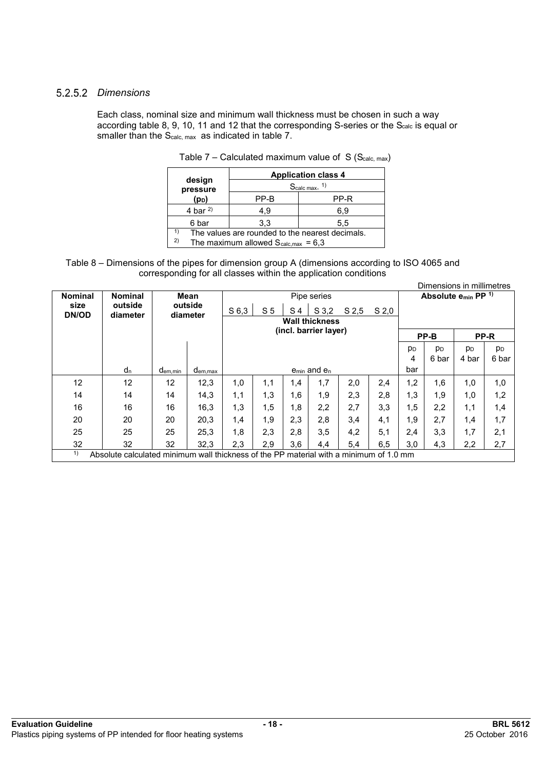### 5.2.5.2 *Dimensions*

Each class, nominal size and minimum wall thickness must be chosen in such a way according table 8, 9, 10, 11 and 12 that the corresponding S-series or the $S_{calc}$ is equal or smaller than the $S_{calc, max}$ as indicated in table 7.

Table 7 – Calculated maximum value of S ($S_{calc, max}$)

| design pressure ($p_D$) | Application class 4 | |
|---|---|---|
| | $S_{calc\ max}$. [1)] | |
| | PP-B | PP-R |
| 4 bar [2)] | 4,9 | 6,9 |
| 6 bar | 3,3 | 5,5 |

[1)] The values are rounded to the nearest decimals.
[2)] The maximum allowed $S_{calc,max}$ = 6,3

Table 8 – Dimensions of the pipes for dimension group A (dimensions according to ISO 4065 and corresponding for all classes within the application conditions

Dimensions in millimetres

| Nominal size DN/OD | Nominal outside diameter | Mean outside diameter | | Pipe series | | | | | | Absolute $e_{min}$ PP [1)] | | | |
|---|---|---|---|---|---|---|---|---|---|---|---|---|---|
| | | | | S 6,3 | S 5 | S 4 | S 3,2 | S 2,5 | S 2,0 | | | | |
| | | | | Wall thickness (incl. barrier layer) | | | | | | PP-B | | PP-R | |
| | $d_n$ | $d_{em,min}$ | $d_{em,max}$ | $e_{min}$ and $e_n$ | | | | | | $p_D$ 4 bar | $p_D$ 6 bar | $p_D$ 4 bar | $p_D$ 6 bar |
| 12 | 12 | 12 | 12,3 | 1,0 | 1,1 | 1,4 | 1,7 | 2,0 | 2,4 | 1,2 | 1,6 | 1,0 | 1,0 |
| 14 | 14 | 14 | 14,3 | 1,1 | 1,3 | 1,6 | 1,9 | 2,3 | 2,8 | 1,3 | 1,9 | 1,0 | 1,2 |
| 16 | 16 | 16 | 16,3 | 1,3 | 1,5 | 1,8 | 2,2 | 2,7 | 3,3 | 1,5 | 2,2 | 1,1 | 1,4 |
| 20 | 20 | 20 | 20,3 | 1,4 | 1,9 | 2,3 | 2,8 | 3,4 | 4,1 | 1,9 | 2,7 | 1,4 | 1,7 |
| 25 | 25 | 25 | 25,3 | 1,8 | 2,3 | 2,8 | 3,5 | 4,2 | 5,1 | 2,4 | 3,3 | 1,7 | 2,1 |
| 32 | 32 | 32 | 32,3 | 2,3 | 2,9 | 3,6 | 4,4 | 5,4 | 6,5 | 3,0 | 4,3 | 2,2 | 2,7 |

[1)] Absolute calculated minimum wall thickness of the PP material with a minimum of 1.0 mm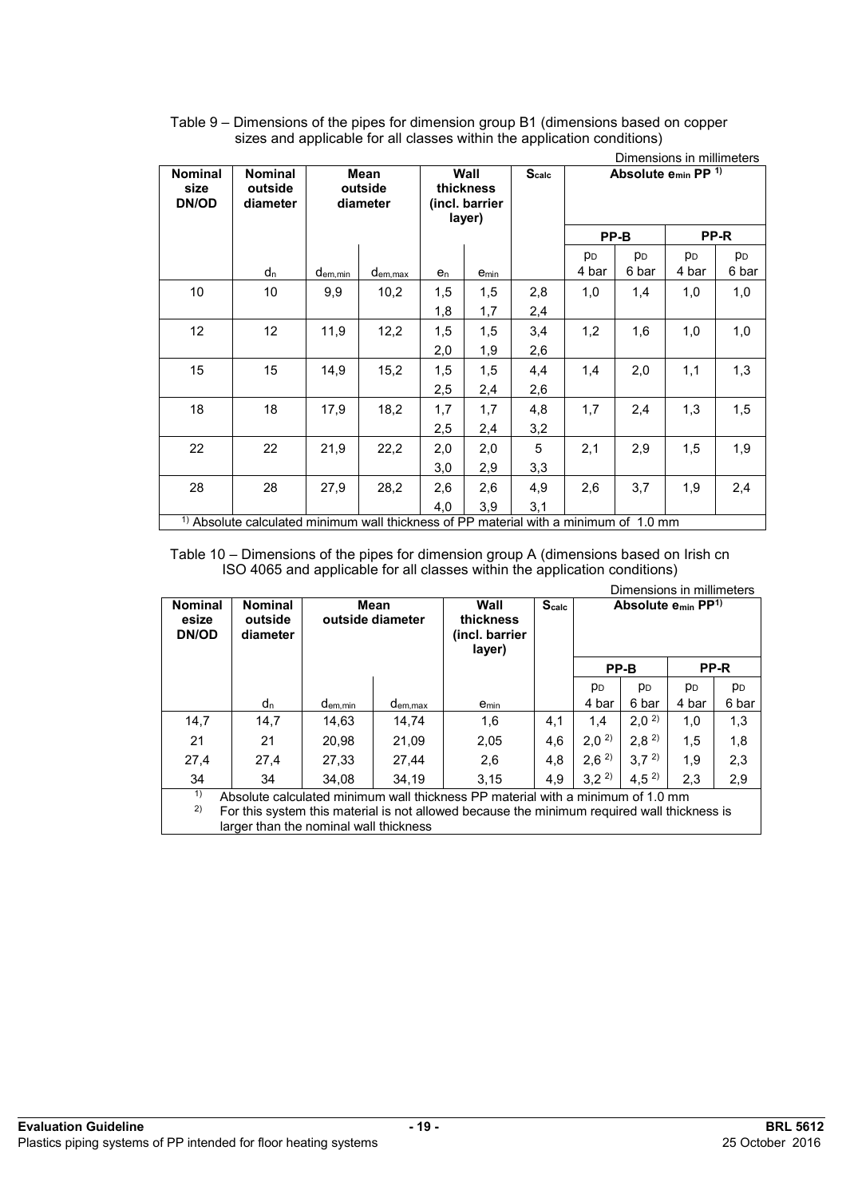Table 9 – Dimensions of the pipes for dimension group B1 (dimensions based on copper sizes and applicable for all classes within the application conditions)

Dimensions in millimeters

| Nominal size DN/OD | Nominal outside diameter | Mean outside diameter | | Wall thickness (incl. barrier layer) | | $S_{calc}$ | Absolute $e_{min}$ PP [1)] | | | |
|---|---|---|---|---|---|---|---|---|---|---|
| | | | | | | | PP-B | | PP-R | |
| | $d_n$ | $d_{em,min}$ | $d_{em,max}$ | $e_n$ | $e_{min}$ | | $p_D$ 4 bar | $p_D$ 6 bar | $p_D$ 4 bar | $p_D$ 6 bar |
| 10 | 10 | 9,9 | 10,2 | 1,5 | 1,5 | 2,8 | 1,0 | 1,4 | 1,0 | 1,0 |
| | | | | 1,8 | 1,7 | 2,4 | | | | |
| 12 | 12 | 11,9 | 12,2 | 1,5 | 1,5 | 3,4 | 1,2 | 1,6 | 1,0 | 1,0 |
| | | | | 2,0 | 1,9 | 2,6 | | | | |
| 15 | 15 | 14,9 | 15,2 | 1,5 | 1,5 | 4,4 | 1,4 | 2,0 | 1,1 | 1,3 |
| | | | | 2,5 | 2,4 | 2,6 | | | | |
| 18 | 18 | 17,9 | 18,2 | 1,7 | 1,7 | 4,8 | 1,7 | 2,4 | 1,3 | 1,5 |
| | | | | 2,5 | 2,4 | 3,2 | | | | |
| 22 | 22 | 21,9 | 22,2 | 2,0 | 2,0 | 5 | 2,1 | 2,9 | 1,5 | 1,9 |
| | | | | 3,0 | 2,9 | 3,3 | | | | |
| 28 | 28 | 27,9 | 28,2 | 2,6 | 2,6 | 4,9 | 2,6 | 3,7 | 1,9 | 2,4 |
| | | | | 4,0 | 3,9 | 3,1 | | | | |

[1)] Absolute calculated minimum wall thickness of PP material with a minimum of 1.0 mm

Table 10 – Dimensions of the pipes for dimension group A (dimensions based on Irish cn ISO 4065 and applicable for all classes within the application conditions)

Dimensions in millimeters

| Nominal esize DN/OD | Nominal outside diameter | Mean outside diameter | | Wall thickness (incl. barrier layer) | $S_{calc}$ | Absolute $e_{min}$ PP[1)] | | | |
|---|---|---|---|---|---|---|---|---|---|
| | | | | | | PP-B | | PP-R | |
| | $d_n$ | $d_{em,min}$ | $d_{em,max}$ | $e_{min}$ | | $p_D$ 4 bar | $p_D$ 6 bar | $p_D$ 4 bar | $p_D$ 6 bar |
| 14,7 | 14,7 | 14,63 | 14,74 | 1,6 | 4,1 | 1,4 | 2,0 [2)] | 1,0 | 1,3 |
| 21 | 21 | 20,98 | 21,09 | 2,05 | 4,6 | 2,0 [2)] | 2,8 [2)] | 1,5 | 1,8 |
| 27,4 | 27,4 | 27,33 | 27,44 | 2,6 | 4,8 | 2,6 [2)] | 3,7 [2)] | 1,9 | 2,3 |
| 34 | 34 | 34,08 | 34,19 | 3,15 | 4,9 | 3,2 [2)] | 4,5 [2)] | 2,3 | 2,9 |

[1)] Absolute calculated minimum wall thickness PP material with a minimum of 1.0 mm

[2)] For this system this material is not allowed because the minimum required wall thickness is larger than the nominal wall thickness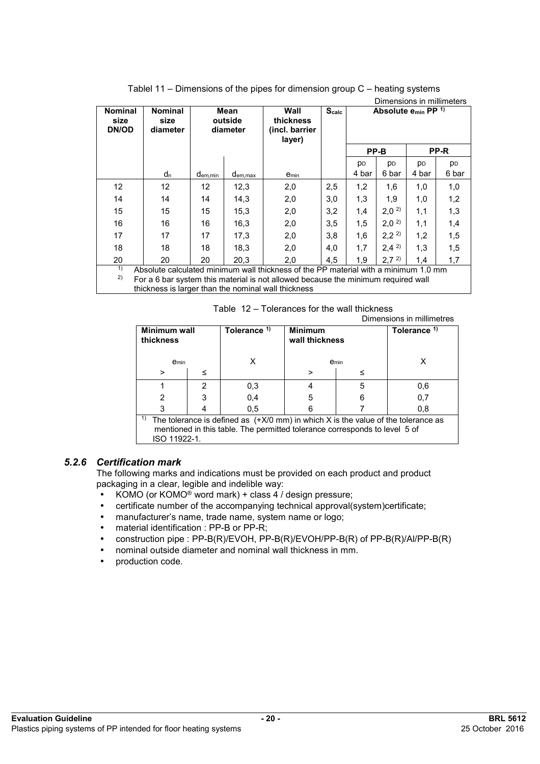Tablel 11 – Dimensions of the pipes for dimension group C – heating systems

Dimensions in millimeters

| Nominal size DN/OD | Nominal size diameter | Mean outside diameter | | Wall thickness (incl. barrier layer) | $S_{calc}$ | Absolute $e_{min}$ PP [1] | | | |
|---|---|---|---|---|---|---|---|---|---|
| | | | | | | PP-B | | PP-R | |
| | $d_n$ | $d_{em,min}$ | $d_{em,max}$ | $e_{min}$ | | $p_D$ 4 bar | $p_D$ 6 bar | $p_D$ 4 bar | $p_D$ 6 bar |
| 12 | 12 | 12 | 12,3 | 2,0 | 2,5 | 1,2 | 1,6 | 1,0 | 1,0 |
| 14 | 14 | 14 | 14,3 | 2,0 | 3,0 | 1,3 | 1,9 | 1,0 | 1,2 |
| 15 | 15 | 15 | 15,3 | 2,0 | 3,2 | 1,4 | 2,0 [2] | 1,1 | 1,3 |
| 16 | 16 | 16 | 16,3 | 2,0 | 3,5 | 1,5 | 2,0 [2] | 1,1 | 1,4 |
| 17 | 17 | 17 | 17,3 | 2,0 | 3,8 | 1,6 | 2,2 [2] | 1,2 | 1,5 |
| 18 | 18 | 18 | 18,3 | 2,0 | 4,0 | 1,7 | 2,4 [2] | 1,3 | 1,5 |
| 20 | 20 | 20 | 20,3 | 2,0 | 4,5 | 1,9 | 2,7 [2] | 1,4 | 1,7 |

[1] Absolute calculated minimum wall thickness of the PP material with a minimum 1.0 mm

[2] For a 6 bar system this material is not allowed because the minimum required wall thickness is larger than the nominal wall thickness

Table 12 – Tolerances for the wall thickness

Dimensions in millimetres

| Minimum wall thickness $e_{min}$ > | ≤ | Tolerance [1] X | Minimum wall thickness $e_{min}$ > | ≤ | Tolerance [1] X |
|---|---|---|---|---|---|
| 1 | 2 | 0,3 | 4 | 5 | 0,6 |
| 2 | 3 | 0,4 | 5 | 6 | 0,7 |
| 3 | 4 | 0,5 | 6 | 7 | 0,8 |

[1] The tolerance is defined as (+X/0 mm) in which X is the value of the tolerance as mentioned in this table. The permitted tolerance corresponds to level 5 of ISO 11922-1.

### *5.2.6 Certification mark*

The following marks and indications must be provided on each product and product packaging in a clear, legible and indelible way:

- KOMO (or KOMO® word mark) + class 4 / design pressure;
- certificate number of the accompanying technical approval(system)certificate;
- manufacturer's name, trade name, system name or logo;
- material identification : PP-B or PP-R;
- construction pipe : PP-B(R)/EVOH, PP-B(R)/EVOH/PP-B(R) of PP-B(R)/Al/PP-B(R)
- nominal outside diameter and nominal wall thickness in mm.
- production code.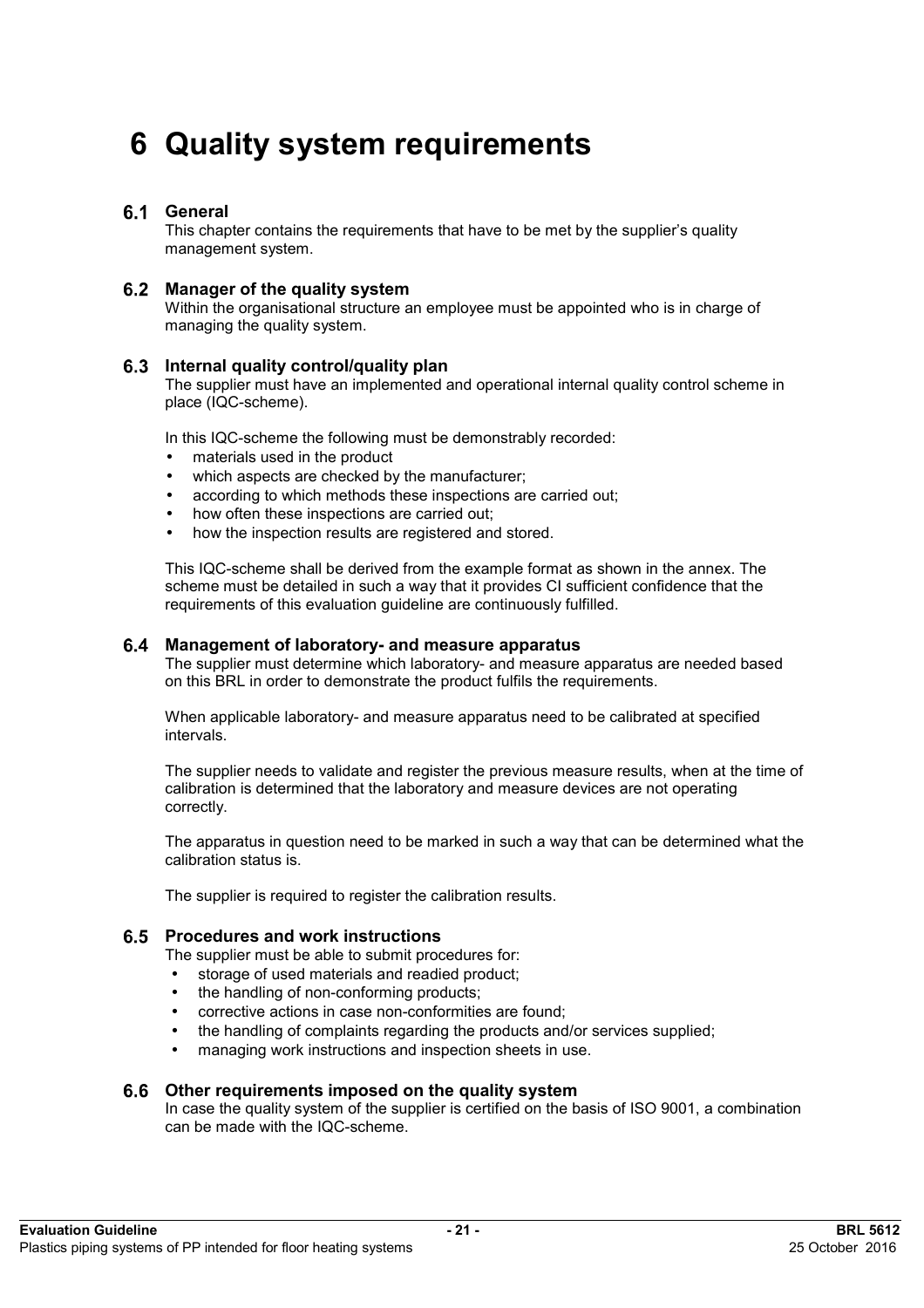# 6 Quality system requirements

## 6.1 General

This chapter contains the requirements that have to be met by the supplier's quality management system.

## 6.2 Manager of the quality system

Within the organisational structure an employee must be appointed who is in charge of managing the quality system.

## 6.3 Internal quality control/quality plan

The supplier must have an implemented and operational internal quality control scheme in place (IQC-scheme).

In this IQC-scheme the following must be demonstrably recorded:

- materials used in the product
- which aspects are checked by the manufacturer;
- according to which methods these inspections are carried out;
- how often these inspections are carried out;
- how the inspection results are registered and stored.

This IQC-scheme shall be derived from the example format as shown in the annex. The scheme must be detailed in such a way that it provides CI sufficient confidence that the requirements of this evaluation guideline are continuously fulfilled.

## 6.4 Management of laboratory- and measure apparatus

The supplier must determine which laboratory- and measure apparatus are needed based on this BRL in order to demonstrate the product fulfils the requirements.

When applicable laboratory- and measure apparatus need to be calibrated at specified intervals.

The supplier needs to validate and register the previous measure results, when at the time of calibration is determined that the laboratory and measure devices are not operating correctly.

The apparatus in question need to be marked in such a way that can be determined what the calibration status is.

The supplier is required to register the calibration results.

## 6.5 Procedures and work instructions

The supplier must be able to submit procedures for:

- storage of used materials and readied product;
- the handling of non-conforming products;
- corrective actions in case non-conformities are found;
- the handling of complaints regarding the products and/or services supplied;
- managing work instructions and inspection sheets in use.

## 6.6 Other requirements imposed on the quality system

In case the quality system of the supplier is certified on the basis of ISO 9001, a combination can be made with the IQC-scheme.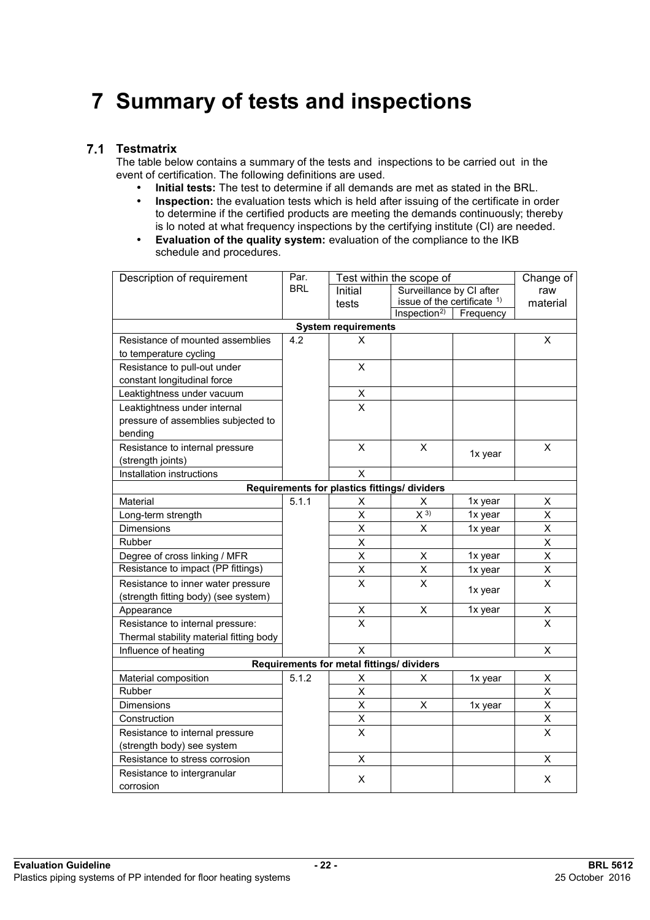# 7 Summary of tests and inspections

## 7.1 Testmatrix

The table below contains a summary of the tests and inspections to be carried out in the event of certification. The following definitions are used.

- **Initial tests:** The test to determine if all demands are met as stated in the BRL.
- **Inspection:** the evaluation tests which is held after issuing of the certificate in order to determine if the certified products are meeting the demands continuously; thereby is lo noted at what frequency inspections by the certifying institute (CI) are needed.
- **Evaluation of the quality system:** evaluation of the compliance to the IKB schedule and procedures.

| Description of requirement | Par. BRL | Test within the scope of | | | Change of raw material |
|---|---|---|---|---|---|
| | | Initial tests | Surveillance by CI after issue of the certificate [1)] | | |
| | | | Inspection[2)] | Frequency | |
| **System requirements** | | | | | |
| Resistance of mounted assemblies to temperature cycling | 4.2 | X | | | X |
| Resistance to pull-out under constant longitudinal force | | X | | | |
| Leaktightness under vacuum | | X | | | |
| Leaktightness under internal pressure of assemblies subjected to bending | | X | | | |
| Resistance to internal pressure (strength joints) | | X | X | 1x year | X |
| Installation instructions | | X | | | |
| **Requirements for plastics fittings/ dividers** | | | | | |
| Material | 5.1.1 | X | X | 1x year | X |
| Long-term strength | | X | X [3)] | 1x year | X |
| Dimensions | | X | X | 1x year | X |
| Rubber | | X | | | X |
| Degree of cross linking / MFR | | X | X | 1x year | X |
| Resistance to impact (PP fittings) | | X | X | 1x year | X |
| Resistance to inner water pressure (strength fitting body) (see system) | | X | X | 1x year | X |
| Appearance | | X | X | 1x year | X |
| Resistance to internal pressure: Thermal stability material fitting body | | X | | | X |
| Influence of heating | | X | | | X |
| **Requirements for metal fittings/ dividers** | | | | | |
| Material composition | 5.1.2 | X | X | 1x year | X |
| Rubber | | X | | | X |
| Dimensions | | X | X | 1x year | X |
| Construction | | X | | | X |
| Resistance to internal pressure (strength body) see system | | X | | | X |
| Resistance to stress corrosion | | X | | | X |
| Resistance to intergranular corrosion | | X | | | X |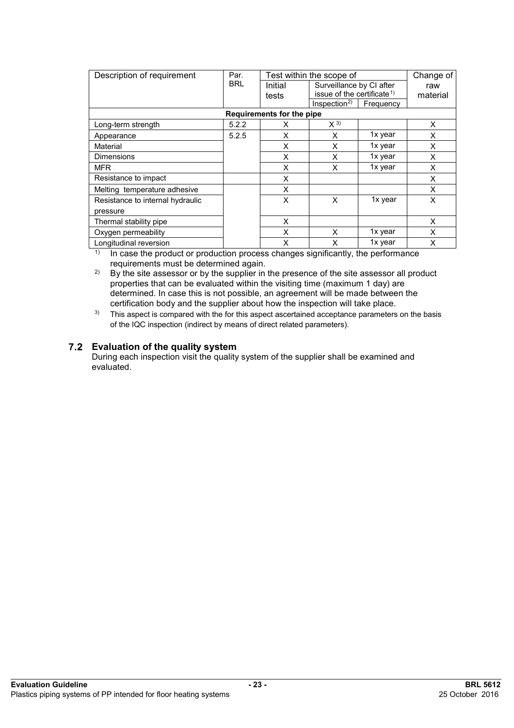| Description of requirement | Par. BRL | Test within the scope of | | | Change of raw material |
|---|---|---|---|---|---|
| | | Initial tests | Surveillance by CI after issue of the certificate [1] | | |
| | | | Inspection [2] | Frequency | |
| **Requirements for the pipe** | | | | | |
| Long-term strength | 5.2.2 | X | X [3] | | X |
| Appearance | 5.2.5 | X | X | 1x year | X |
| Material | | X | X | 1x year | X |
| Dimensions | | X | X | 1x year | X |
| MFR | | X | X | 1x year | X |
| Resistance to impact | | X | | | X |
| Melting temperature adhesive | | X | | | X |
| Resistance to internal hydraulic pressure | | X | X | 1x year | X |
| Thermal stability pipe | | X | | | X |
| Oxygen permeability | | X | X | 1x year | X |
| Longitudinal reversion | | X | X | 1x year | X |

1) In case the product or production process changes significantly, the performance requirements must be determined again.

2) By the site assessor or by the supplier in the presence of the site assessor all product properties that can be evaluated within the visiting time (maximum 1 day) are determined. In case this is not possible, an agreement will be made between the certification body and the supplier about how the inspection will take place.

3) This aspect is compared with the for this aspect ascertained acceptance parameters on the basis of the IQC inspection (indirect by means of direct related parameters).

## 7.2 Evaluation of the quality system

During each inspection visit the quality system of the supplier shall be examined and evaluated.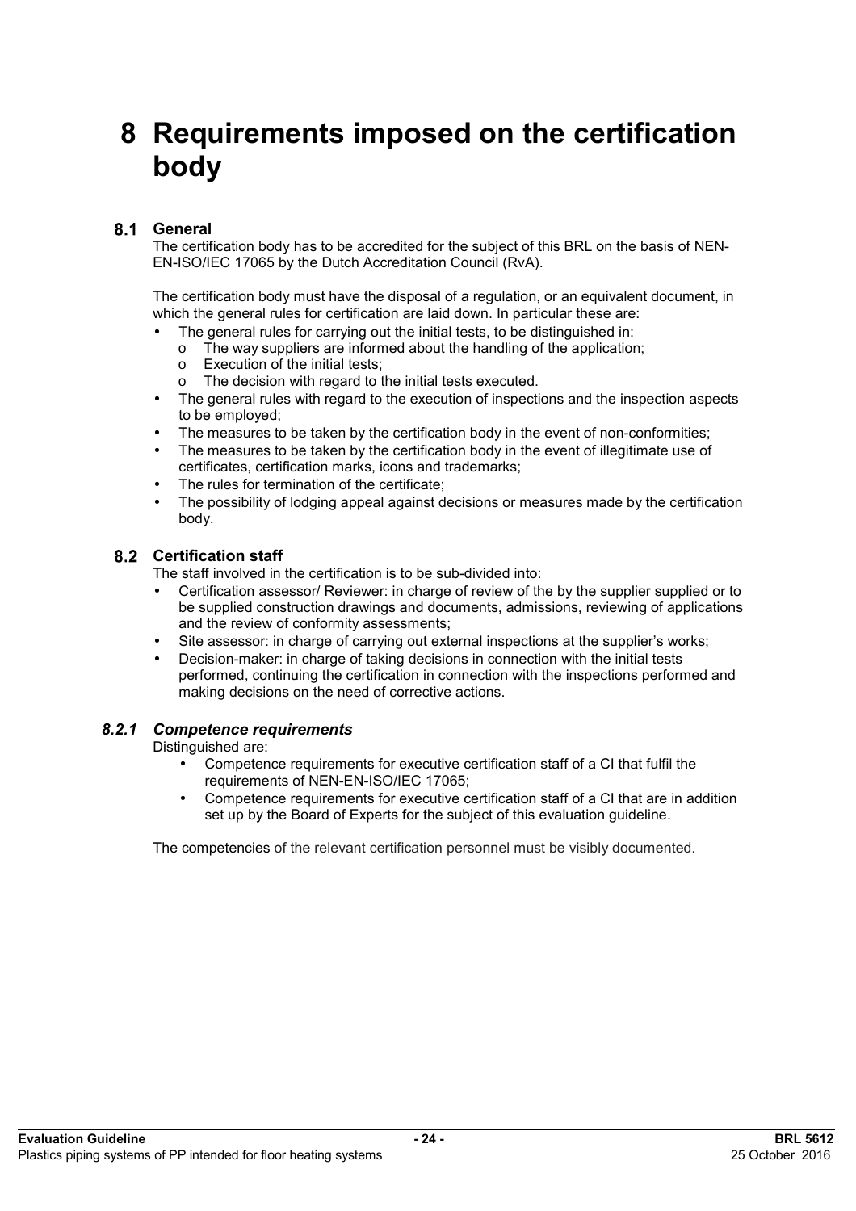# 8 Requirements imposed on the certification body

## 8.1 General

The certification body has to be accredited for the subject of this BRL on the basis of NEN-EN-ISO/IEC 17065 by the Dutch Accreditation Council (RvA).

The certification body must have the disposal of a regulation, or an equivalent document, in which the general rules for certification are laid down. In particular these are:

- The general rules for carrying out the initial tests, to be distinguished in:
  - The way suppliers are informed about the handling of the application;
  - Execution of the initial tests;
  - The decision with regard to the initial tests executed.
- The general rules with regard to the execution of inspections and the inspection aspects to be employed;
- The measures to be taken by the certification body in the event of non-conformities;
- The measures to be taken by the certification body in the event of illegitimate use of certificates, certification marks, icons and trademarks;
- The rules for termination of the certificate;
- The possibility of lodging appeal against decisions or measures made by the certification body.

## 8.2 Certification staff

The staff involved in the certification is to be sub-divided into:

- Certification assessor/ Reviewer: in charge of review of the by the supplier supplied or to be supplied construction drawings and documents, admissions, reviewing of applications and the review of conformity assessments;
- Site assessor: in charge of carrying out external inspections at the supplier's works;
- Decision-maker: in charge of taking decisions in connection with the initial tests performed, continuing the certification in connection with the inspections performed and making decisions on the need of corrective actions.

### *8.2.1 Competence requirements*

Distinguished are:

- Competence requirements for executive certification staff of a CI that fulfil the requirements of NEN-EN-ISO/IEC 17065;
- Competence requirements for executive certification staff of a CI that are in addition set up by the Board of Experts for the subject of this evaluation guideline.

The competencies of the relevant certification personnel must be visibly documented.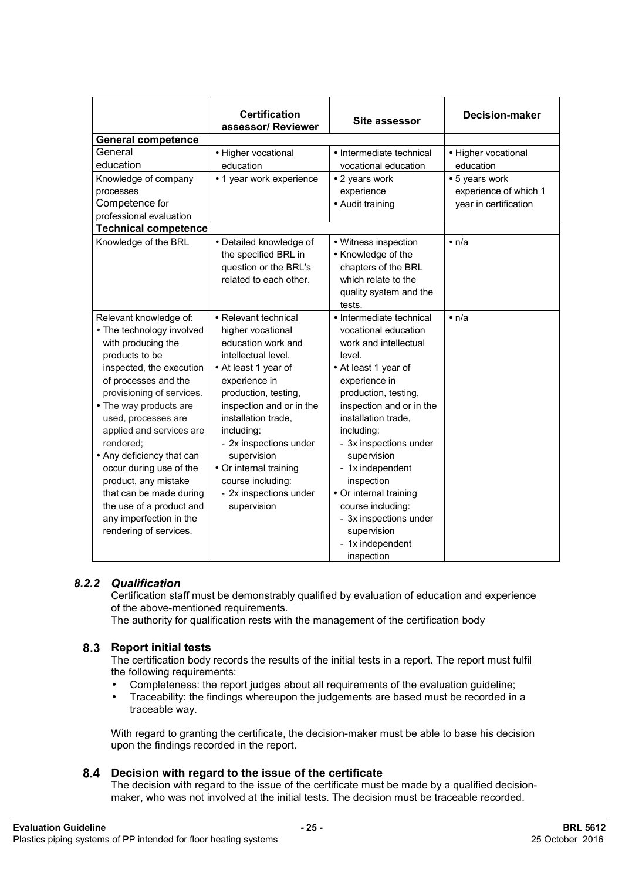| | Certification assessor/ Reviewer | Site assessor | Decision-maker |
|---|---|---|---|
| **General competence** | | | |
| General education | • Higher vocational education | • Intermediate technical vocational education | • Higher vocational education |
| Knowledge of company processes<br>Competence for professional evaluation | • 1 year work experience | • 2 years work experience<br>• Audit training | • 5 years work experience of which 1 year in certification |
| **Technical competence** | | | |
| Knowledge of the BRL | • Detailed knowledge of the specified BRL in question or the BRL's related to each other. | • Witness inspection<br>• Knowledge of the chapters of the BRL which relate to the quality system and the tests. | • n/a |
| Relevant knowledge of:<br>• The technology involved with producing the products to be inspected, the execution of processes and the provisioning of services.<br>• The way products are used, processes are applied and services are rendered;<br>• Any deficiency that can occur during use of the product, any mistake that can be made during the use of a product and any imperfection in the rendering of services. | • Relevant technical higher vocational education work and intellectual level.<br>• At least 1 year of experience in production, testing, inspection and or in the installation trade, including:<br>- 2x inspections under supervision<br>• Or internal training course including:<br>- 2x inspections under supervision | • Intermediate technical vocational education work and intellectual level.<br>• At least 1 year of experience in production, testing, inspection and or in the installation trade, including:<br>- 3x inspections under supervision<br>- 1x independent inspection<br>• Or internal training course including:<br>- 3x inspections under supervision<br>- 1x independent inspection | • n/a |

### *8.2.2 Qualification*

Certification staff must be demonstrably qualified by evaluation of education and experience of the above-mentioned requirements.
The authority for qualification rests with the management of the certification body

## 8.3 Report initial tests

The certification body records the results of the initial tests in a report. The report must fulfil the following requirements:

- Completeness: the report judges about all requirements of the evaluation guideline;
- Traceability: the findings whereupon the judgements are based must be recorded in a traceable way.

With regard to granting the certificate, the decision-maker must be able to base his decision upon the findings recorded in the report.

## 8.4 Decision with regard to the issue of the certificate

The decision with regard to the issue of the certificate must be made by a qualified decision-maker, who was not involved at the initial tests. The decision must be traceable recorded.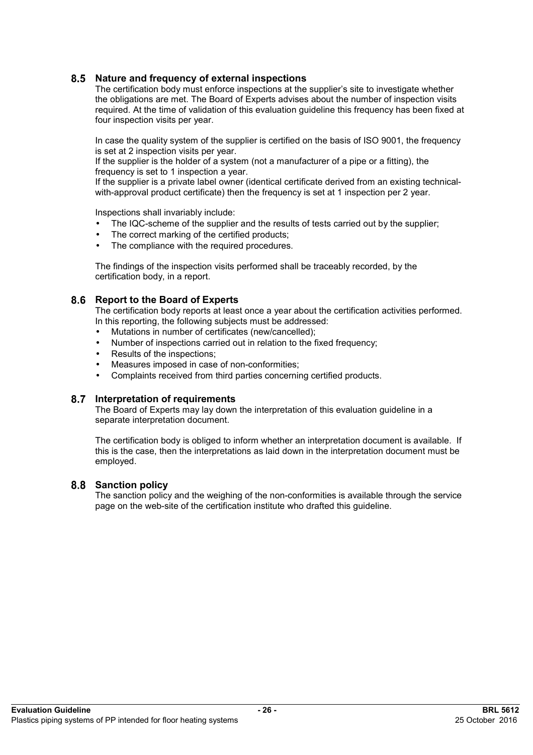## 8.5 Nature and frequency of external inspections

The certification body must enforce inspections at the supplier's site to investigate whether the obligations are met. The Board of Experts advises about the number of inspection visits required. At the time of validation of this evaluation guideline this frequency has been fixed at four inspection visits per year.

In case the quality system of the supplier is certified on the basis of ISO 9001, the frequency is set at 2 inspection visits per year.
If the supplier is the holder of a system (not a manufacturer of a pipe or a fitting), the frequency is set to 1 inspection a year.
If the supplier is a private label owner (identical certificate derived from an existing technical-with-approval product certificate) then the frequency is set at 1 inspection per 2 year.

Inspections shall invariably include:

- The IQC-scheme of the supplier and the results of tests carried out by the supplier;
- The correct marking of the certified products;
- The compliance with the required procedures.

The findings of the inspection visits performed shall be traceably recorded, by the certification body, in a report.

## 8.6 Report to the Board of Experts

The certification body reports at least once a year about the certification activities performed. In this reporting, the following subjects must be addressed:

- Mutations in number of certificates (new/cancelled);
- Number of inspections carried out in relation to the fixed frequency;
- Results of the inspections;
- Measures imposed in case of non-conformities;
- Complaints received from third parties concerning certified products.

## 8.7 Interpretation of requirements

The Board of Experts may lay down the interpretation of this evaluation guideline in a separate interpretation document.

The certification body is obliged to inform whether an interpretation document is available. If this is the case, then the interpretations as laid down in the interpretation document must be employed.

## 8.8 Sanction policy

The sanction policy and the weighing of the non-conformities is available through the service page on the web-site of the certification institute who drafted this guideline.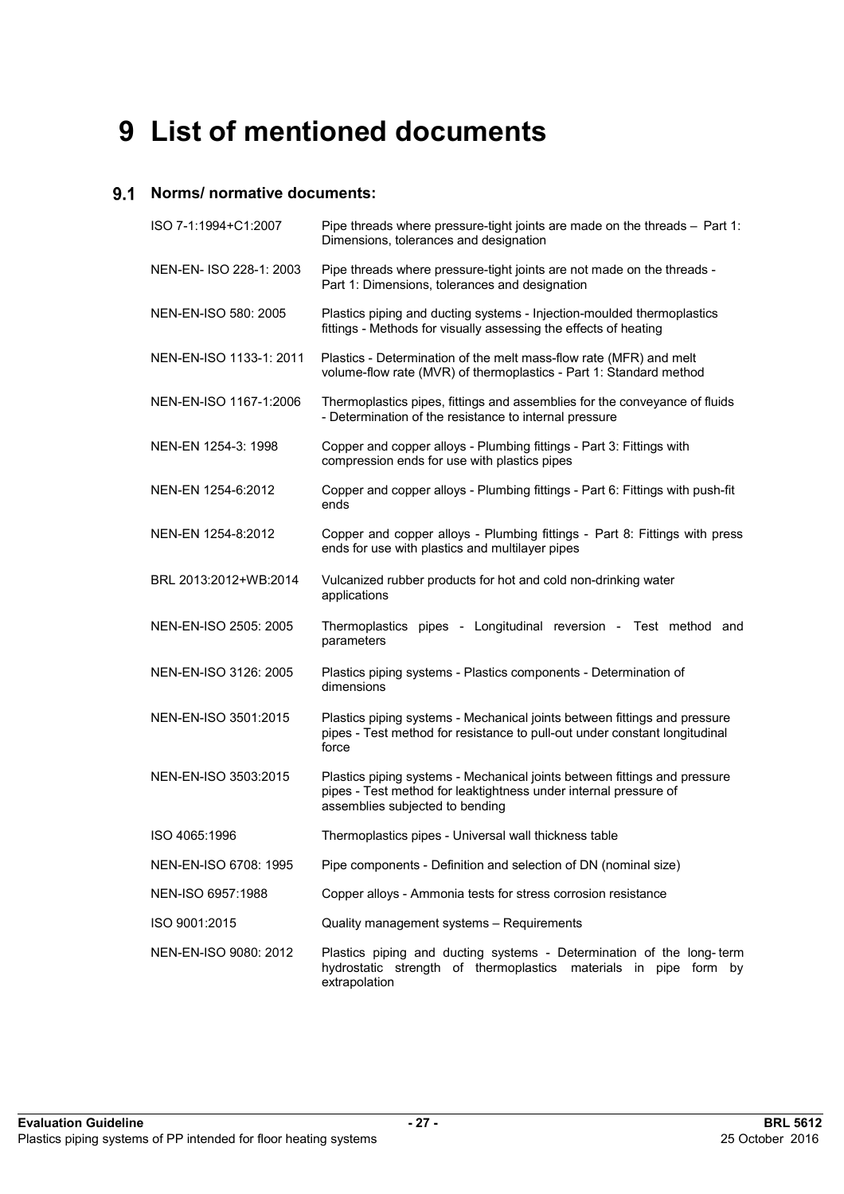# 9 List of mentioned documents

## 9.1 Norms/ normative documents:

| | |
|---|---|
| ISO 7-1:1994+C1:2007 | Pipe threads where pressure-tight joints are made on the threads – Part 1: Dimensions, tolerances and designation |
| NEN-EN- ISO 228-1: 2003 | Pipe threads where pressure-tight joints are not made on the threads - Part 1: Dimensions, tolerances and designation |
| NEN-EN-ISO 580: 2005 | Plastics piping and ducting systems - Injection-moulded thermoplastics fittings - Methods for visually assessing the effects of heating |
| NEN-EN-ISO 1133-1: 2011 | Plastics - Determination of the melt mass-flow rate (MFR) and melt volume-flow rate (MVR) of thermoplastics - Part 1: Standard method |
| NEN-EN-ISO 1167-1:2006 | Thermoplastics pipes, fittings and assemblies for the conveyance of fluids - Determination of the resistance to internal pressure |
| NEN-EN 1254-3: 1998 | Copper and copper alloys - Plumbing fittings - Part 3: Fittings with compression ends for use with plastics pipes |
| NEN-EN 1254-6:2012 | Copper and copper alloys - Plumbing fittings - Part 6: Fittings with push-fit ends |
| NEN-EN 1254-8:2012 | Copper and copper alloys - Plumbing fittings - Part 8: Fittings with press ends for use with plastics and multilayer pipes |
| BRL 2013:2012+WB:2014 | Vulcanized rubber products for hot and cold non-drinking water applications |
| NEN-EN-ISO 2505: 2005 | Thermoplastics pipes - Longitudinal reversion - Test method and parameters |
| NEN-EN-ISO 3126: 2005 | Plastics piping systems - Plastics components - Determination of dimensions |
| NEN-EN-ISO 3501:2015 | Plastics piping systems - Mechanical joints between fittings and pressure pipes - Test method for resistance to pull-out under constant longitudinal force |
| NEN-EN-ISO 3503:2015 | Plastics piping systems - Mechanical joints between fittings and pressure pipes - Test method for leaktightness under internal pressure of assemblies subjected to bending |
| ISO 4065:1996 | Thermoplastics pipes - Universal wall thickness table |
| NEN-EN-ISO 6708: 1995 | Pipe components - Definition and selection of DN (nominal size) |
| NEN-ISO 6957:1988 | Copper alloys - Ammonia tests for stress corrosion resistance |
| ISO 9001:2015 | Quality management systems – Requirements |
| NEN-EN-ISO 9080: 2012 | Plastics piping and ducting systems - Determination of the long- term hydrostatic strength of thermoplastics materials in pipe form by extrapolation |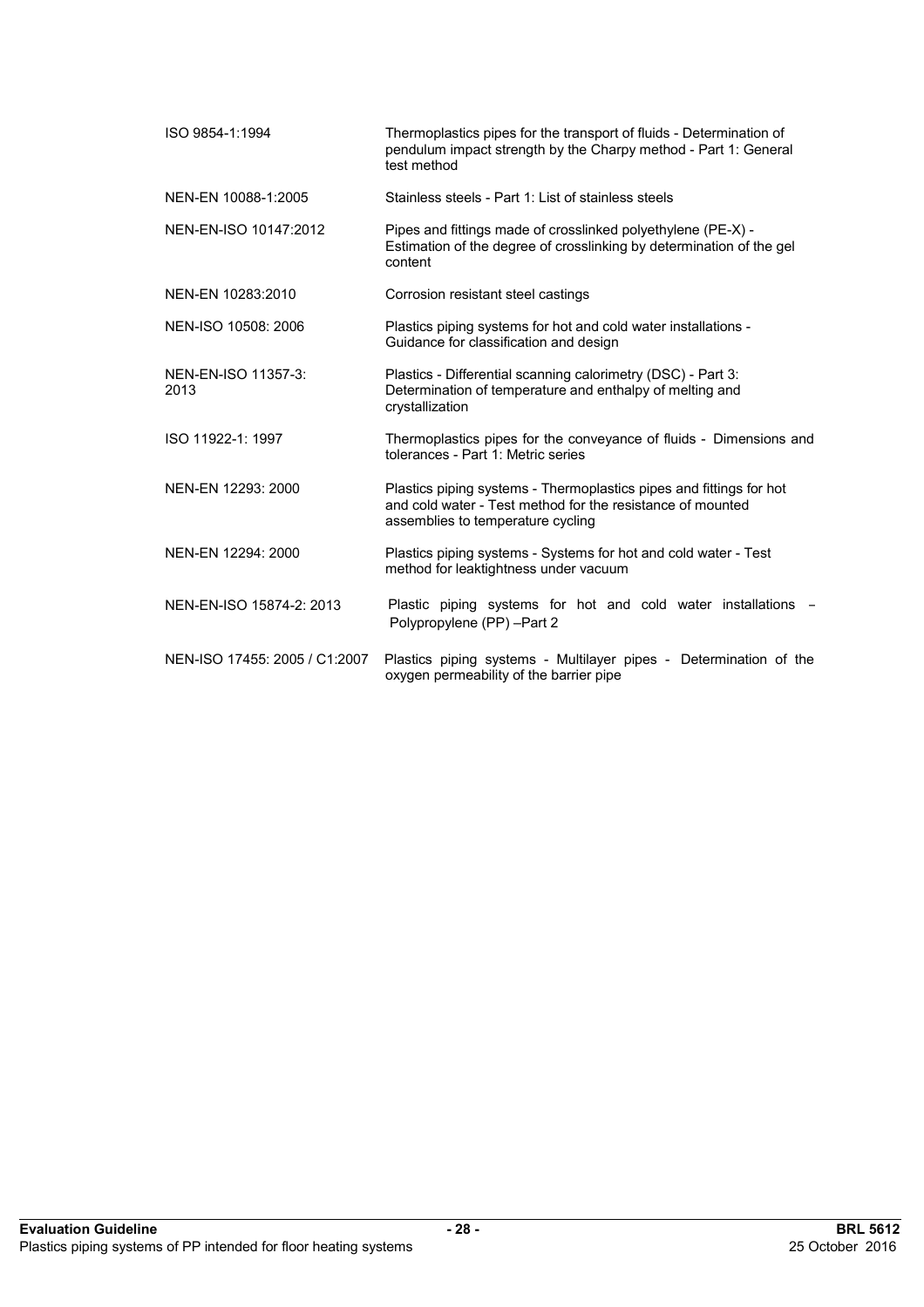| | |
|---|---|
| ISO 9854-1:1994 | Thermoplastics pipes for the transport of fluids - Determination of pendulum impact strength by the Charpy method - Part 1: General test method |
| NEN-EN 10088-1:2005 | Stainless steels - Part 1: List of stainless steels |
| NEN-EN-ISO 10147:2012 | Pipes and fittings made of crosslinked polyethylene (PE-X) - Estimation of the degree of crosslinking by determination of the gel content |
| NEN-EN 10283:2010 | Corrosion resistant steel castings |
| NEN-ISO 10508: 2006 | Plastics piping systems for hot and cold water installations - Guidance for classification and design |
| NEN-EN-ISO 11357-3: 2013 | Plastics - Differential scanning calorimetry (DSC) - Part 3: Determination of temperature and enthalpy of melting and crystallization |
| ISO 11922-1: 1997 | Thermoplastics pipes for the conveyance of fluids - Dimensions and tolerances - Part 1: Metric series |
| NEN-EN 12293: 2000 | Plastics piping systems - Thermoplastics pipes and fittings for hot and cold water - Test method for the resistance of mounted assemblies to temperature cycling |
| NEN-EN 12294: 2000 | Plastics piping systems - Systems for hot and cold water - Test method for leaktightness under vacuum |
| NEN-EN-ISO 15874-2: 2013 | Plastic piping systems for hot and cold water installations – Polypropylene (PP) –Part 2 |
| NEN-ISO 17455: 2005 / C1:2007 | Plastics piping systems - Multilayer pipes - Determination of the oxygen permeability of the barrier pipe |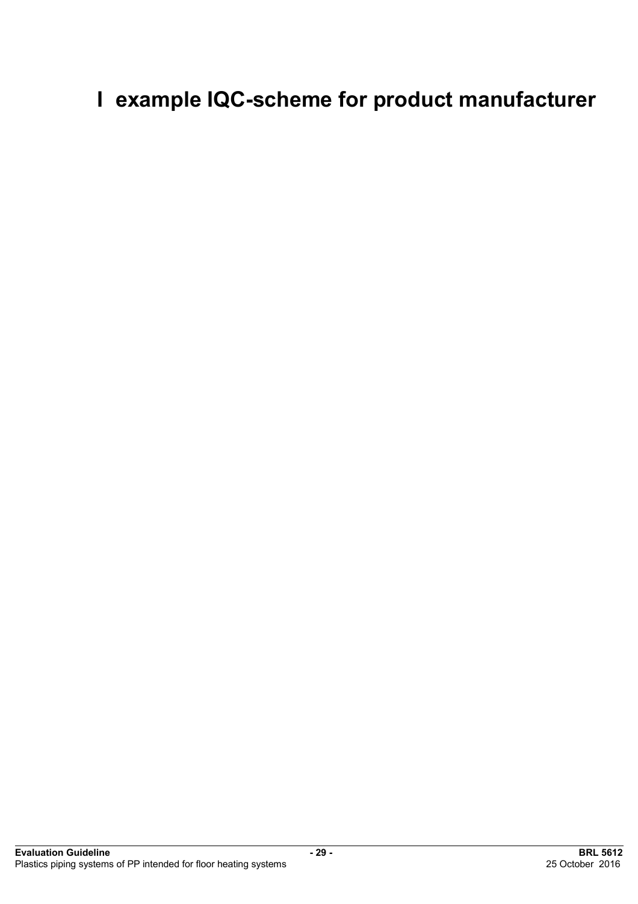# I example IQC-scheme for product manufacturer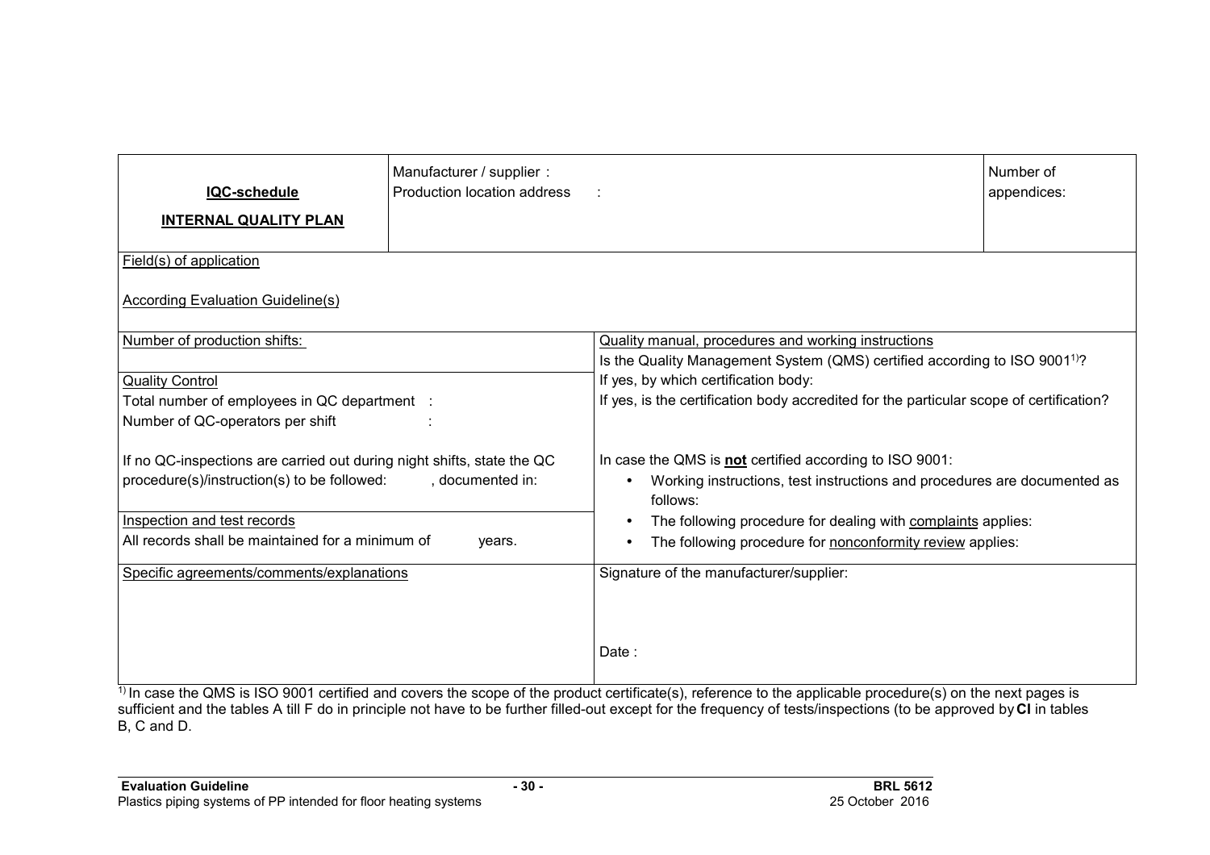| **IQC-schedule**<br><br>**INTERNAL QUALITY PLAN** | Manufacturer / supplier :<br>Production location address : | | Number of appendices: |
|---|---|---|---|
| Field(s) of application<br><br>According Evaluation Guideline(s) | | | |
| Number of production shifts: | | Quality manual, procedures and working instructions<br>Is the Quality Management System (QMS) certified according to ISO 9001[1]?<br>If yes, by which certification body:<br>If yes, is the certification body accredited for the particular scope of certification?<br><br>In case the QMS is **not** certified according to ISO 9001:<br>• Working instructions, test instructions and procedures are documented as follows:<br>• The following procedure for dealing with complaints applies:<br>• The following procedure for nonconformity review applies: | |
| Quality Control<br>Total number of employees in QC department :<br>Number of QC-operators per shift :<br><br>If no QC-inspections are carried out during night shifts, state the QC procedure(s)/instruction(s) to be followed: , documented in: | | | |
| Inspection and test records<br>All records shall be maintained for a minimum of years. | | | |
| Specific agreements/comments/explanations | | Signature of the manufacturer/supplier:<br><br><br>Date : | |

[1] In case the QMS is ISO 9001 certified and covers the scope of the product certificate(s), reference to the applicable procedure(s) on the next pages is sufficient and the tables A till F do in principle not have to be further filled-out except for the frequency of tests/inspections (to be approved by **CI** in tables B, C and D.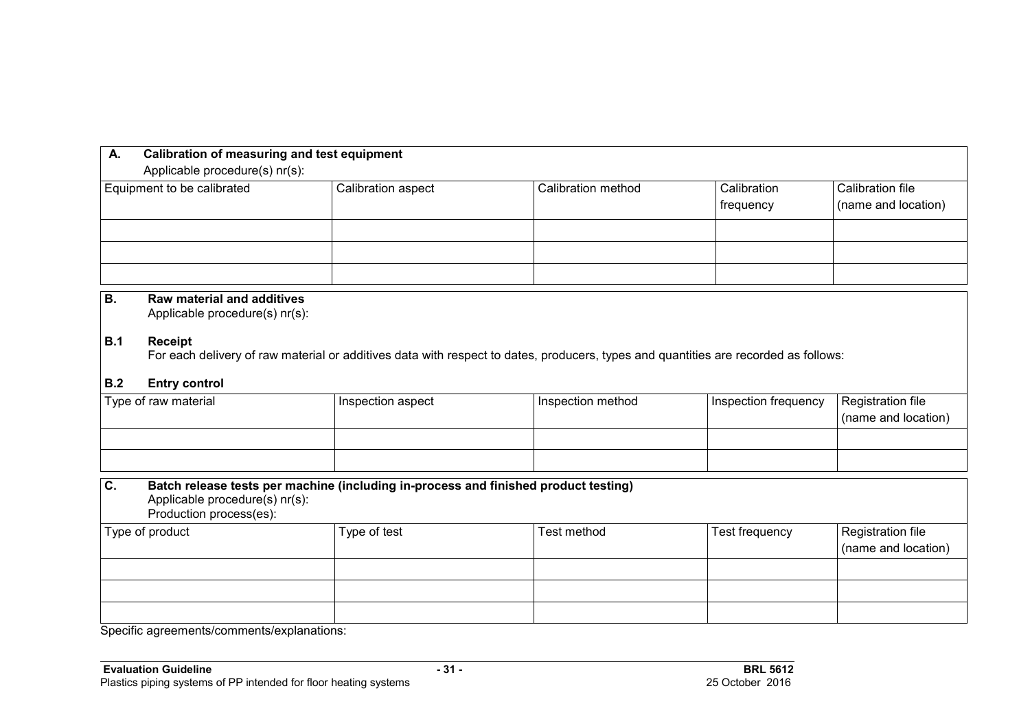**A. Calibration of measuring and test equipment**

Applicable procedure(s) nr(s):

| Equipment to be calibrated | Calibration aspect | Calibration method | Calibration frequency | Calibration file (name and location) |
|---|---|---|---|---|
| | | | | |
| | | | | |
| | | | | |

**B. Raw material and additives**

Applicable procedure(s) nr(s):

**B.1 Receipt**

For each delivery of raw material or additives data with respect to dates, producers, types and quantities are recorded as follows:

**B.2 Entry control**

| Type of raw material | Inspection aspect | Inspection method | Inspection frequency | Registration file (name and location) |
|---|---|---|---|---|
| | | | | |
| | | | | |

**C. Batch release tests per machine (including in-process and finished product testing)**

Applicable procedure(s) nr(s):

Production process(es):

| Type of product | Type of test | Test method | Test frequency | Registration file (name and location) |
|---|---|---|---|---|
| | | | | |
| | | | | |
| | | | | |

Specific agreements/comments/explanations: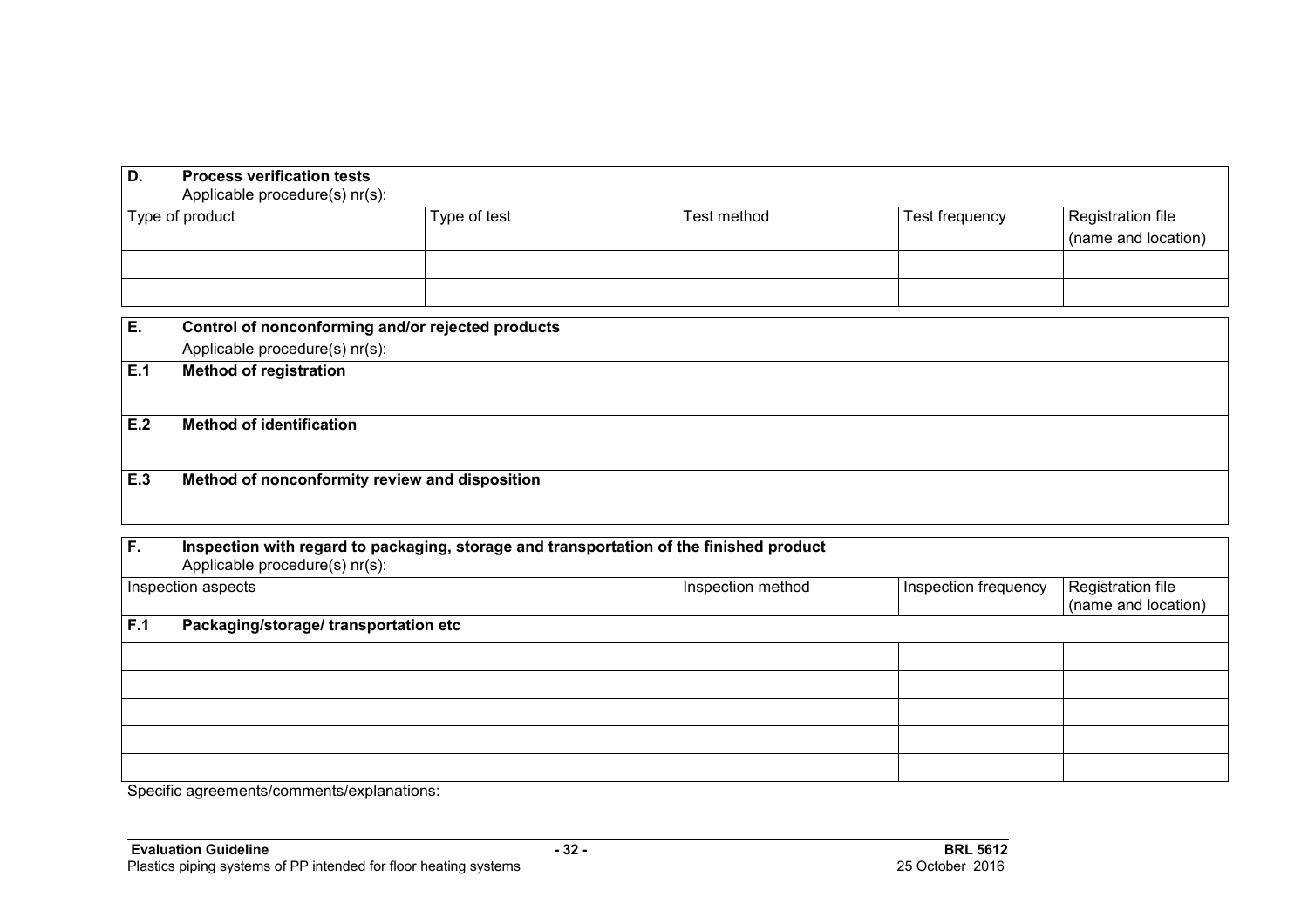| **D. Process verification tests**<br>Applicable procedure(s) nr(s): | | | | |
|---|---|---|---|---|
| Type of product | Type of test | Test method | Test frequency | Registration file (name and location) |
| | | | | |
| | | | | |

| **E. Control of nonconforming and/or rejected products**<br>Applicable procedure(s) nr(s): |
|---|
| **E.1 Method of registration** |
| **E.2 Method of identification** |
| **E.3 Method of nonconformity review and disposition** |

| **F. Inspection with regard to packaging, storage and transportation of the finished product**<br>Applicable procedure(s) nr(s): | | | |
|---|---|---|---|
| Inspection aspects | Inspection method | Inspection frequency | Registration file (name and location) |
| **F.1 Packaging/storage/ transportation etc** | | | |
| | | | |
| | | | |
| | | | |
| | | | |
| | | | |

Specific agreements/comments/explanations: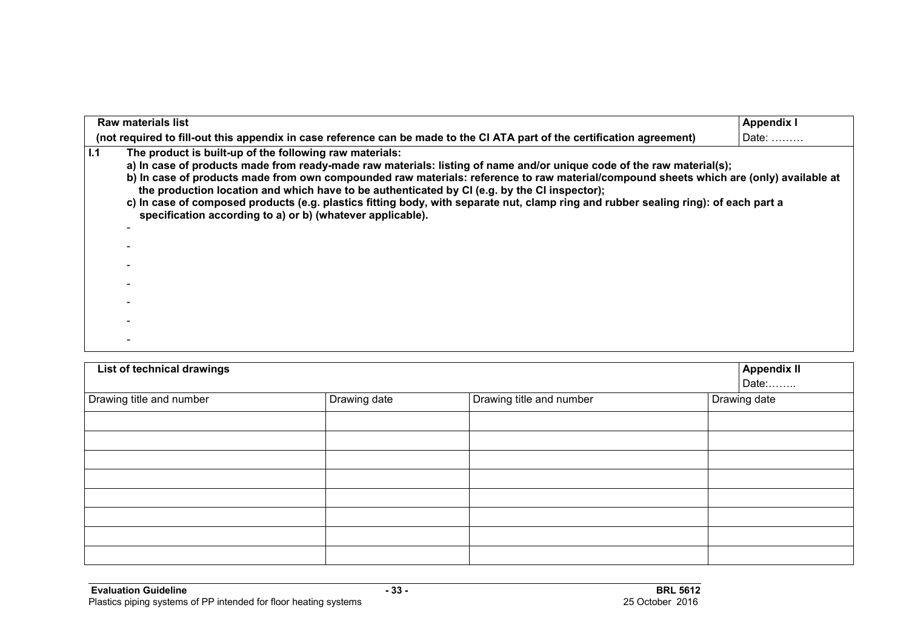| **Raw materials list** (not required to fill-out this appendix in case reference can be made to the CI ATA part of the certification agreement) | **Appendix I** Date: ……… |
|---|---|

**I.1 The product is built-up of the following raw materials:**

**a) In case of products made from ready-made raw materials: listing of name and/or unique code of the raw material(s);**

**b) In case of products made from own compounded raw materials: reference to raw material/compound sheets which are (only) available at the production location and which have to be authenticated by CI (e.g. by the CI inspector);**

**c) In case of composed products (e.g. plastics fitting body, with separate nut, clamp ring and rubber sealing ring): of each part a specification according to a) or b) (whatever applicable).**

-
-
-
-
-
-
-

| **List of technical drawings** | | | **Appendix II** Date:…….. |
|---|---|---|---|
| Drawing title and number | Drawing date | Drawing title and number | Drawing date |
| | | | |
| | | | |
| | | | |
| | | | |
| | | | |
| | | | |
| | | | |
| | | | |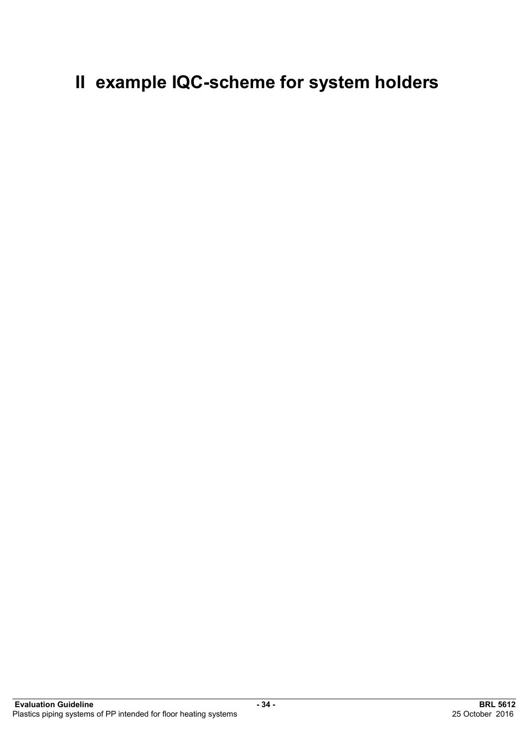# II example IQC-scheme for system holders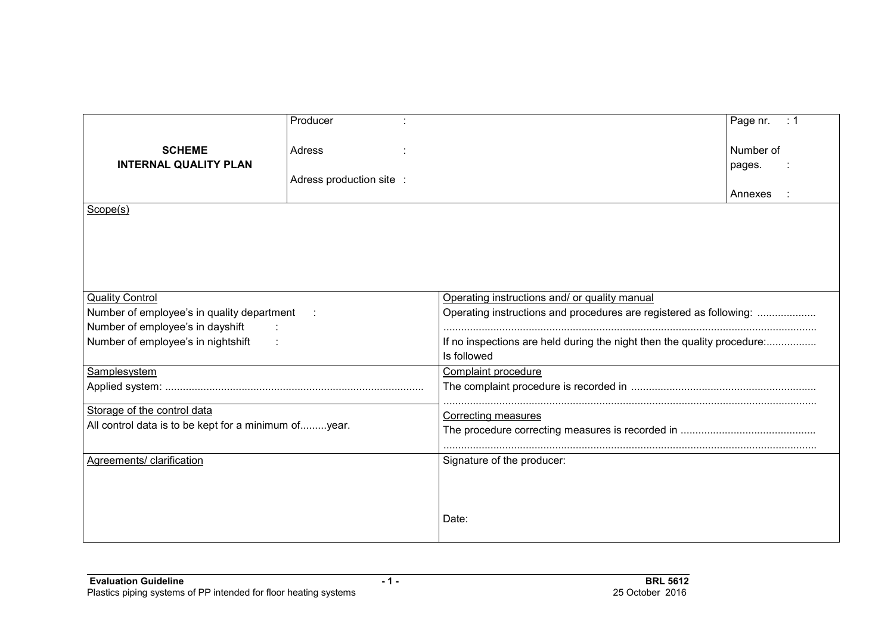| **SCHEME INTERNAL QUALITY PLAN** | Producer : <br> Adress : <br> Adress production site : | Page nr. : 1 <br> Number of pages. : <br> Annexes : |
|---|---|---|

Scope(s)

| Quality Control | Operating instructions and/ or quality manual |
|---|---|
| Number of employee's in quality department : <br> Number of employee's in dayshift : <br> Number of employee's in nightshift : | Operating instructions and procedures are registered as following: .................... <br> ............................................................................................................................. <br> If no inspections are held during the night then the quality procedure:................. Is followed |
| Samplesystem <br> Applied system: ....................................................................................... | Complaint procedure <br> The complaint procedure is recorded in .............................................................. <br> ............................................................................................................................. |
| Storage of the control data <br> All control data is to be kept for a minimum of.........year. | Correcting measures <br> The procedure correcting measures is recorded in ............................................. <br> ............................................................................................................................. |
| Agreements/ clarification | Signature of the producer: <br><br><br> Date: |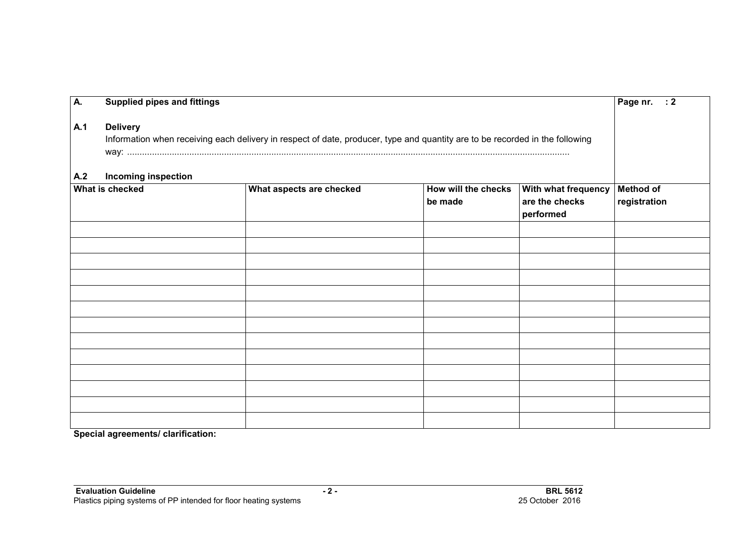| **A.** | **Supplied pipes and fittings** | **Page nr. : 2** |
|---|---|---|

**A.1 Delivery**

Information when receiving each delivery in respect of date, producer, type and quantity are to be recorded in the following way: .............................................................................................................................................................................

**A.2 Incoming inspection**

| What is checked | What aspects are checked | How will the checks be made | With what frequency are the checks performed | Method of registration |
|---|---|---|---|---|
| | | | | |
| | | | | |
| | | | | |
| | | | | |
| | | | | |
| | | | | |
| | | | | |
| | | | | |
| | | | | |
| | | | | |
| | | | | |
| | | | | |
| | | | | |

**Special agreements/ clarification:**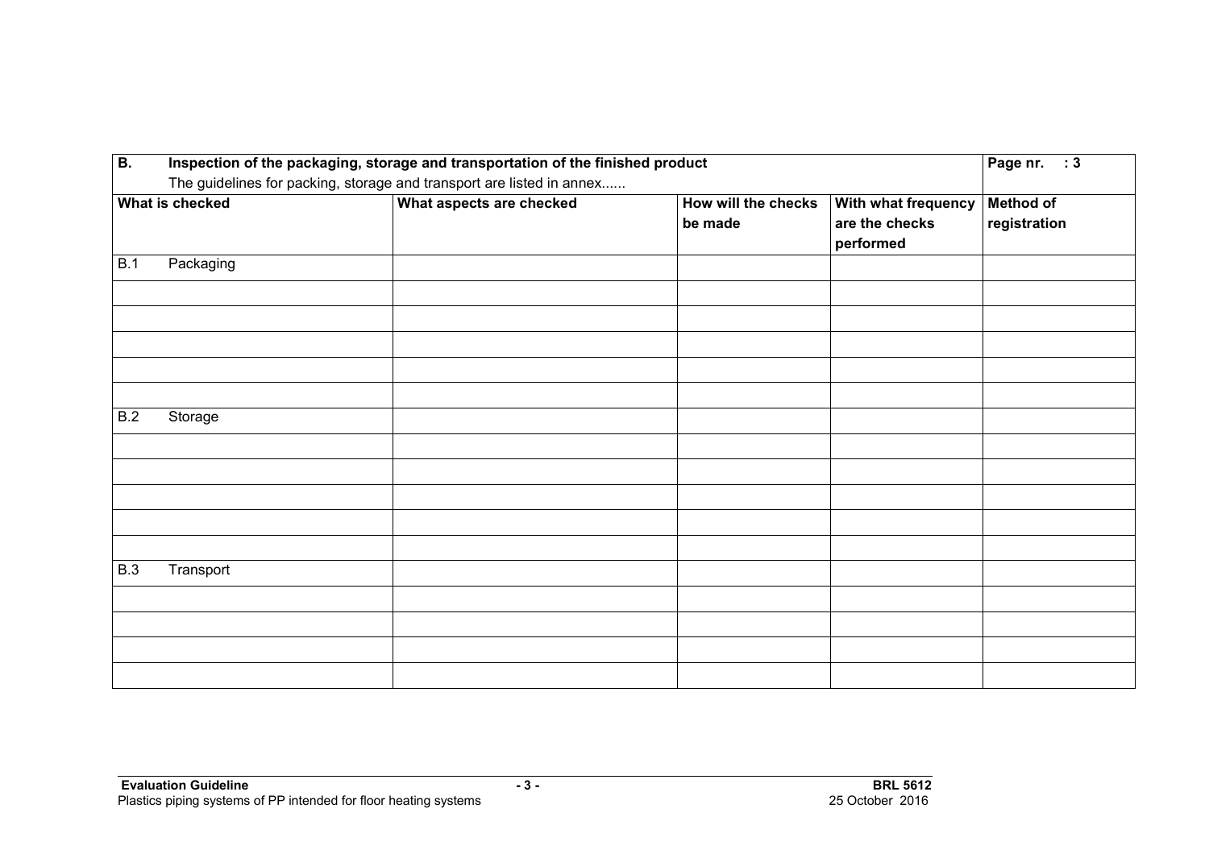| **B. Inspection of the packaging, storage and transportation of the finished product**<br>The guidelines for packing, storage and transport are listed in annex...... | | | | **Page nr. : 3** |
|---|---|---|---|---|
| **What is checked** | **What aspects are checked** | **How will the checks be made** | **With what frequency are the checks performed** | **Method of registration** |
| B.1 Packaging | | | | |
| | | | | |
| | | | | |
| | | | | |
| | | | | |
| | | | | |
| B.2 Storage | | | | |
| | | | | |
| | | | | |
| | | | | |
| | | | | |
| | | | | |
| B.3 Transport | | | | |
| | | | | |
| | | | | |
| | | | | |
| | | | | |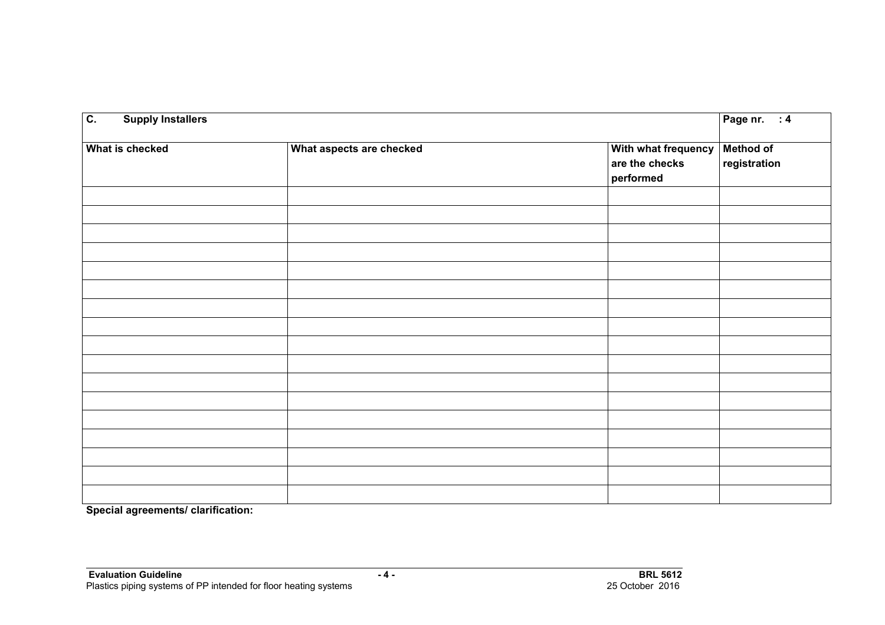| C. Supply Installers | | | Page nr. : 4 |
|---|---|---|---|
| **What is checked** | **What aspects are checked** | **With what frequency are the checks performed** | **Method of registration** |
| | | | |
| | | | |
| | | | |
| | | | |
| | | | |
| | | | |
| | | | |
| | | | |
| | | | |
| | | | |
| | | | |
| | | | |
| | | | |
| | | | |
| | | | |
| | | | |
| | | | |

**Special agreements/ clarification:**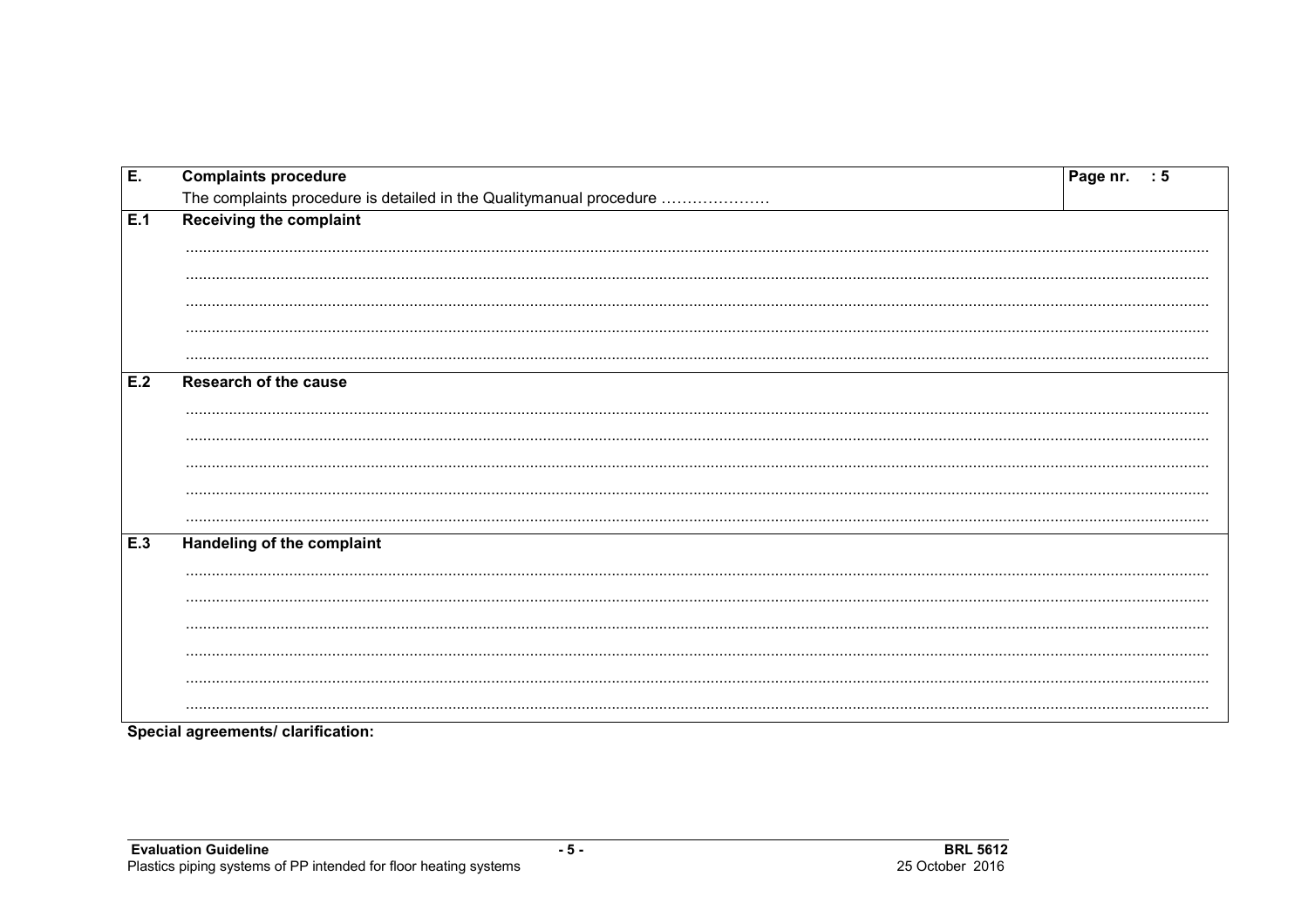| E. | Complaints procedure<br>The complaints procedure is detailed in the Qualitymanual procedure ………………… | Page nr. : 5 |
|---|---|---|
| **E.1** | **Receiving the complaint** | |
| | ..................................................................................................................................................<br>..................................................................................................................................................<br>..................................................................................................................................................<br>..................................................................................................................................................<br>.................................................................................................................................................. | |
| **E.2** | **Research of the cause** | |
| | ..................................................................................................................................................<br>..................................................................................................................................................<br>..................................................................................................................................................<br>..................................................................................................................................................<br>.................................................................................................................................................. | |
| **E.3** | **Handeling of the complaint** | |
| | ..................................................................................................................................................<br>..................................................................................................................................................<br>..................................................................................................................................................<br>..................................................................................................................................................<br>..................................................................................................................................................<br>.................................................................................................................................................. | |

**Special agreements/ clarification:**